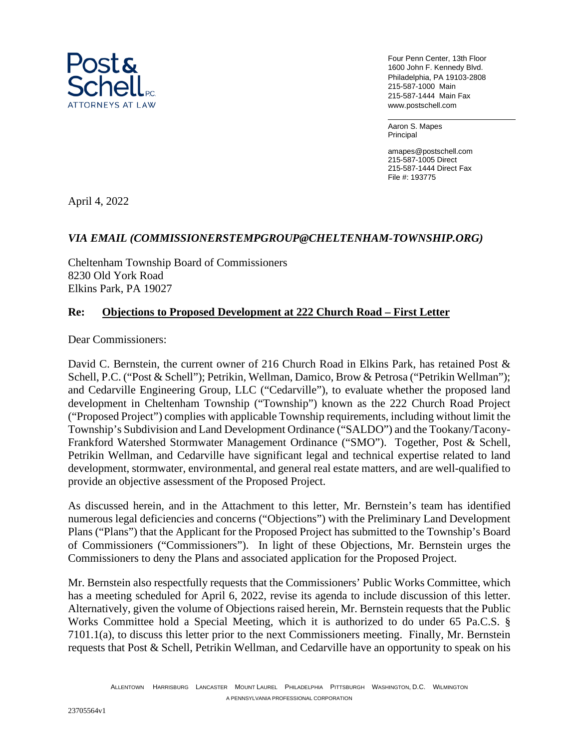**Post & Schell** P.C.
ATTORNEYS AT LAW

Four Penn Center, 13th Floor
1600 John F. Kennedy Blvd.
Philadelphia, PA 19103-2808
215-587-1000 Main
215-587-1444 Main Fax
www.postschell.com

Aaron S. Mapes
Principal

amapes@postschell.com
215-587-1005 Direct
215-587-1444 Direct Fax
File #: 193775

April 4, 2022

***VIA EMAIL (COMMISSIONERSTEMPGROUP@CHELTENHAM-TOWNSHIP.ORG)***

Cheltenham Township Board of Commissioners
8230 Old York Road
Elkins Park, PA 19027

**Re: Objections to Proposed Development at 222 Church Road – First Letter**

Dear Commissioners:

David C. Bernstein, the current owner of 216 Church Road in Elkins Park, has retained Post & Schell, P.C. ("Post & Schell"); Petrikin, Wellman, Damico, Brow & Petrosa ("Petrikin Wellman"); and Cedarville Engineering Group, LLC ("Cedarville"), to evaluate whether the proposed land development in Cheltenham Township ("Township") known as the 222 Church Road Project ("Proposed Project") complies with applicable Township requirements, including without limit the Township's Subdivision and Land Development Ordinance ("SALDO") and the Tookany/Tacony-Frankford Watershed Stormwater Management Ordinance ("SMO"). Together, Post & Schell, Petrikin Wellman, and Cedarville have significant legal and technical expertise related to land development, stormwater, environmental, and general real estate matters, and are well-qualified to provide an objective assessment of the Proposed Project.

As discussed herein, and in the Attachment to this letter, Mr. Bernstein's team has identified numerous legal deficiencies and concerns ("Objections") with the Preliminary Land Development Plans ("Plans") that the Applicant for the Proposed Project has submitted to the Township's Board of Commissioners ("Commissioners"). In light of these Objections, Mr. Bernstein urges the Commissioners to deny the Plans and associated application for the Proposed Project.

Mr. Bernstein also respectfully requests that the Commissioners' Public Works Committee, which has a meeting scheduled for April 6, 2022, revise its agenda to include discussion of this letter. Alternatively, given the volume of Objections raised herein, Mr. Bernstein requests that the Public Works Committee hold a Special Meeting, which it is authorized to do under 65 Pa.C.S. § 7101.1(a), to discuss this letter prior to the next Commissioners meeting. Finally, Mr. Bernstein requests that Post & Schell, Petrikin Wellman, and Cedarville have an opportunity to speak on his

ALLENTOWN HARRISBURG LANCASTER MOUNT LAUREL PHILADELPHIA PITTSBURGH WASHINGTON, D.C. WILMINGTON
A PENNSYLVANIA PROFESSIONAL CORPORATION

23705564v1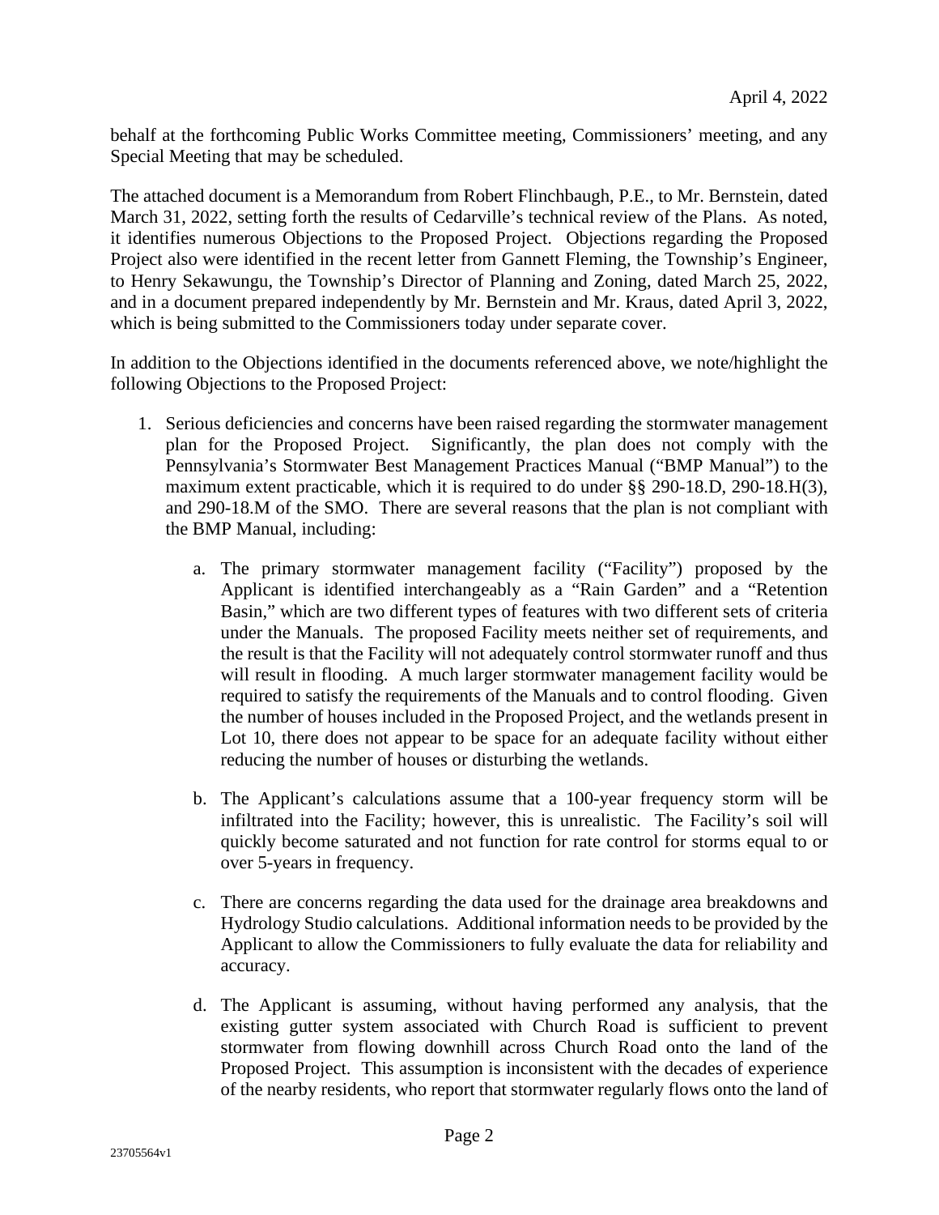behalf at the forthcoming Public Works Committee meeting, Commissioners' meeting, and any Special Meeting that may be scheduled.

The attached document is a Memorandum from Robert Flinchbaugh, P.E., to Mr. Bernstein, dated March 31, 2022, setting forth the results of Cedarville's technical review of the Plans. As noted, it identifies numerous Objections to the Proposed Project. Objections regarding the Proposed Project also were identified in the recent letter from Gannett Fleming, the Township's Engineer, to Henry Sekawungu, the Township's Director of Planning and Zoning, dated March 25, 2022, and in a document prepared independently by Mr. Bernstein and Mr. Kraus, dated April 3, 2022, which is being submitted to the Commissioners today under separate cover.

In addition to the Objections identified in the documents referenced above, we note/highlight the following Objections to the Proposed Project:

1. Serious deficiencies and concerns have been raised regarding the stormwater management plan for the Proposed Project. Significantly, the plan does not comply with the Pennsylvania's Stormwater Best Management Practices Manual ("BMP Manual") to the maximum extent practicable, which it is required to do under §§ 290-18.D, 290-18.H(3), and 290-18.M of the SMO. There are several reasons that the plan is not compliant with the BMP Manual, including:

   a. The primary stormwater management facility ("Facility") proposed by the Applicant is identified interchangeably as a "Rain Garden" and a "Retention Basin," which are two different types of features with two different sets of criteria under the Manuals. The proposed Facility meets neither set of requirements, and the result is that the Facility will not adequately control stormwater runoff and thus will result in flooding. A much larger stormwater management facility would be required to satisfy the requirements of the Manuals and to control flooding. Given the number of houses included in the Proposed Project, and the wetlands present in Lot 10, there does not appear to be space for an adequate facility without either reducing the number of houses or disturbing the wetlands.

   b. The Applicant's calculations assume that a 100-year frequency storm will be infiltrated into the Facility; however, this is unrealistic. The Facility's soil will quickly become saturated and not function for rate control for storms equal to or over 5-years in frequency.

   c. There are concerns regarding the data used for the drainage area breakdowns and Hydrology Studio calculations. Additional information needs to be provided by the Applicant to allow the Commissioners to fully evaluate the data for reliability and accuracy.

   d. The Applicant is assuming, without having performed any analysis, that the existing gutter system associated with Church Road is sufficient to prevent stormwater from flowing downhill across Church Road onto the land of the Proposed Project. This assumption is inconsistent with the decades of experience of the nearby residents, who report that stormwater regularly flows onto the land of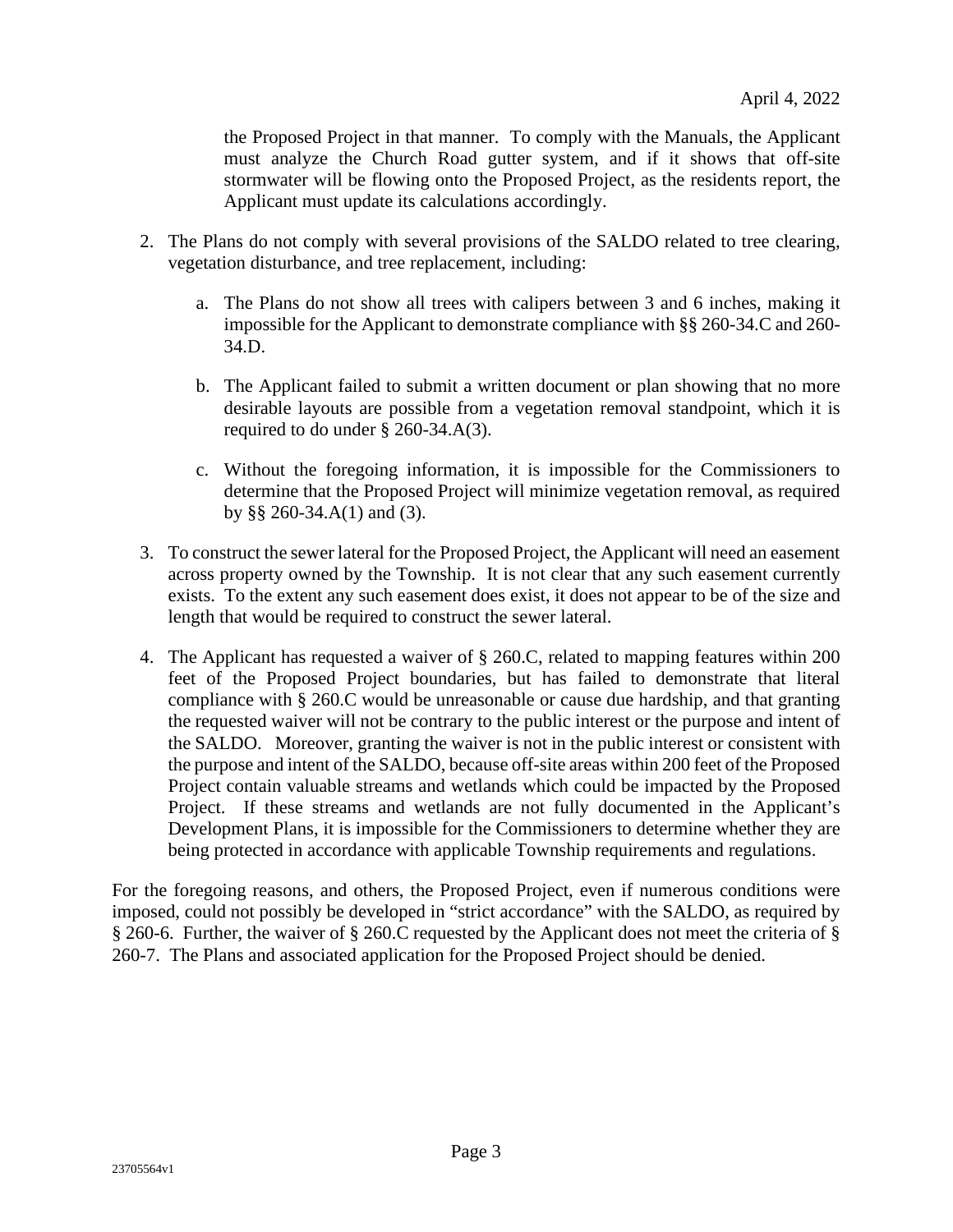the Proposed Project in that manner. To comply with the Manuals, the Applicant must analyze the Church Road gutter system, and if it shows that off-site stormwater will be flowing onto the Proposed Project, as the residents report, the Applicant must update its calculations accordingly.

2. The Plans do not comply with several provisions of the SALDO related to tree clearing, vegetation disturbance, and tree replacement, including:

   a. The Plans do not show all trees with calipers between 3 and 6 inches, making it impossible for the Applicant to demonstrate compliance with §§ 260-34.C and 260-34.D.

   b. The Applicant failed to submit a written document or plan showing that no more desirable layouts are possible from a vegetation removal standpoint, which it is required to do under § 260-34.A(3).

   c. Without the foregoing information, it is impossible for the Commissioners to determine that the Proposed Project will minimize vegetation removal, as required by §§ 260-34.A(1) and (3).

3. To construct the sewer lateral for the Proposed Project, the Applicant will need an easement across property owned by the Township. It is not clear that any such easement currently exists. To the extent any such easement does exist, it does not appear to be of the size and length that would be required to construct the sewer lateral.

4. The Applicant has requested a waiver of § 260.C, related to mapping features within 200 feet of the Proposed Project boundaries, but has failed to demonstrate that literal compliance with § 260.C would be unreasonable or cause due hardship, and that granting the requested waiver will not be contrary to the public interest or the purpose and intent of the SALDO. Moreover, granting the waiver is not in the public interest or consistent with the purpose and intent of the SALDO, because off-site areas within 200 feet of the Proposed Project contain valuable streams and wetlands which could be impacted by the Proposed Project. If these streams and wetlands are not fully documented in the Applicant's Development Plans, it is impossible for the Commissioners to determine whether they are being protected in accordance with applicable Township requirements and regulations.

For the foregoing reasons, and others, the Proposed Project, even if numerous conditions were imposed, could not possibly be developed in "strict accordance" with the SALDO, as required by § 260-6. Further, the waiver of § 260.C requested by the Applicant does not meet the criteria of § 260-7. The Plans and associated application for the Proposed Project should be denied.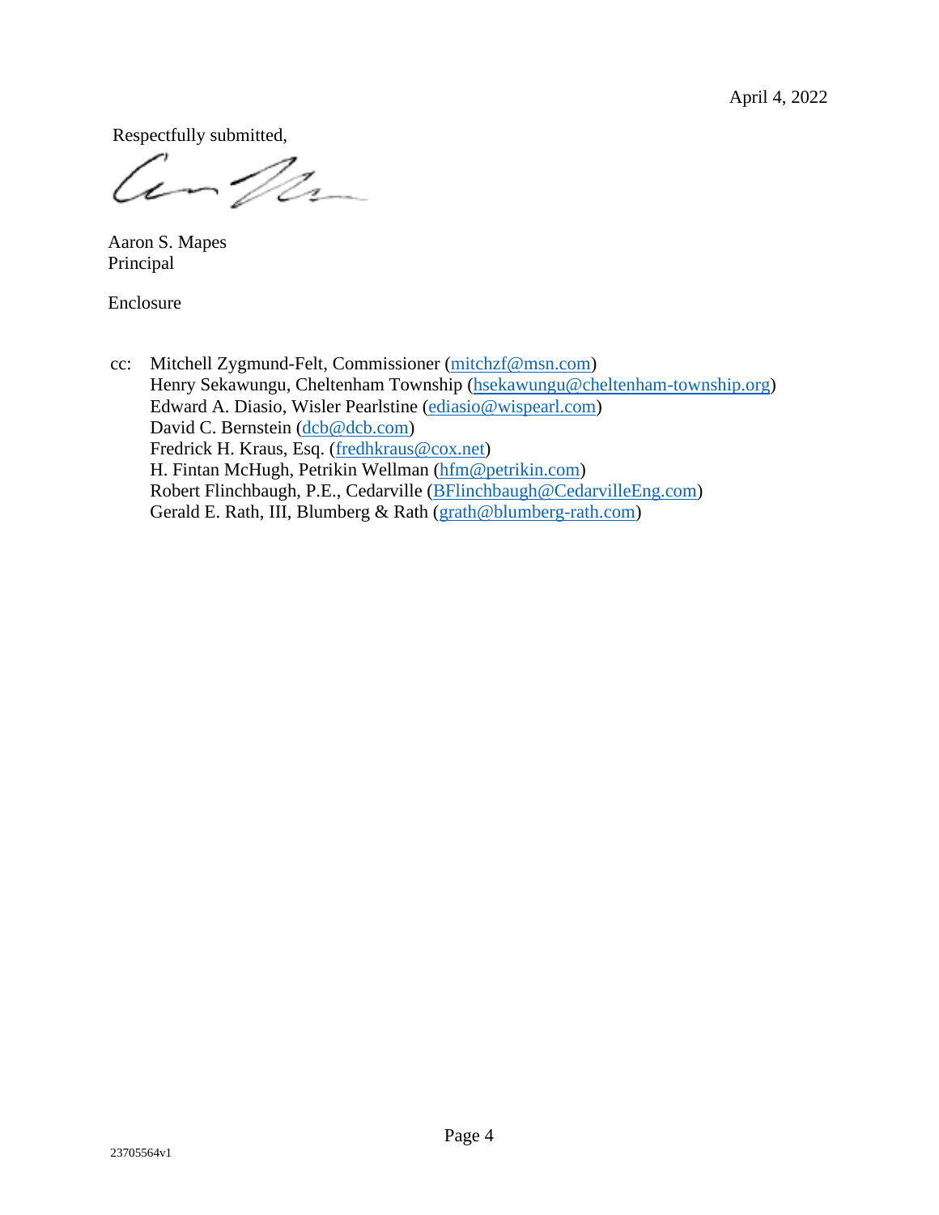April 4, 2022

Respectfully submitted,

Aaron S. Mapes
Principal

Enclosure

cc: Mitchell Zygmund-Felt, Commissioner (mitchzf@msn.com)
Henry Sekawungu, Cheltenham Township (hsekawungu@cheltenham-township.org)
Edward A. Diasio, Wisler Pearlstine (ediasio@wispearl.com)
David C. Bernstein (dcb@dcb.com)
Fredrick H. Kraus, Esq. (fredhkraus@cox.net)
H. Fintan McHugh, Petrikin Wellman (hfm@petrikin.com)
Robert Flinchbaugh, P.E., Cedarville (BFlinchbaugh@CedarvilleEng.com)
Gerald E. Rath, III, Blumberg & Rath (grath@blumberg-rath.com)

23705564v1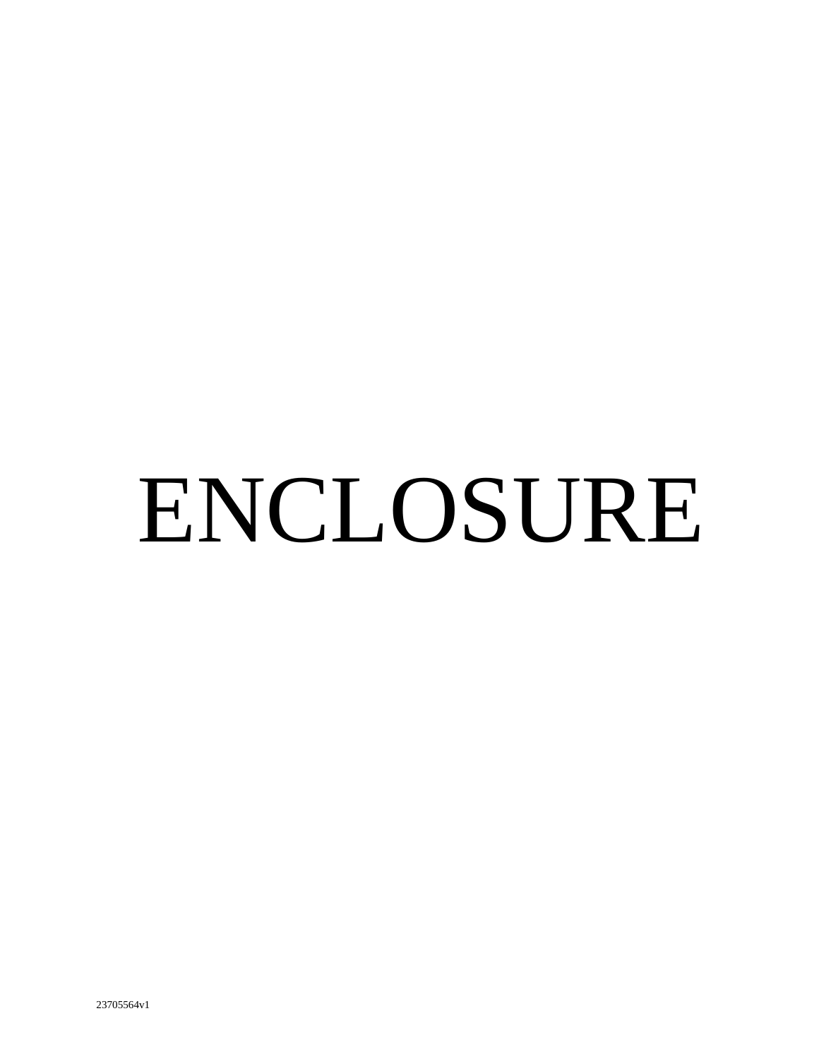# ENCLOSURE

23705564v1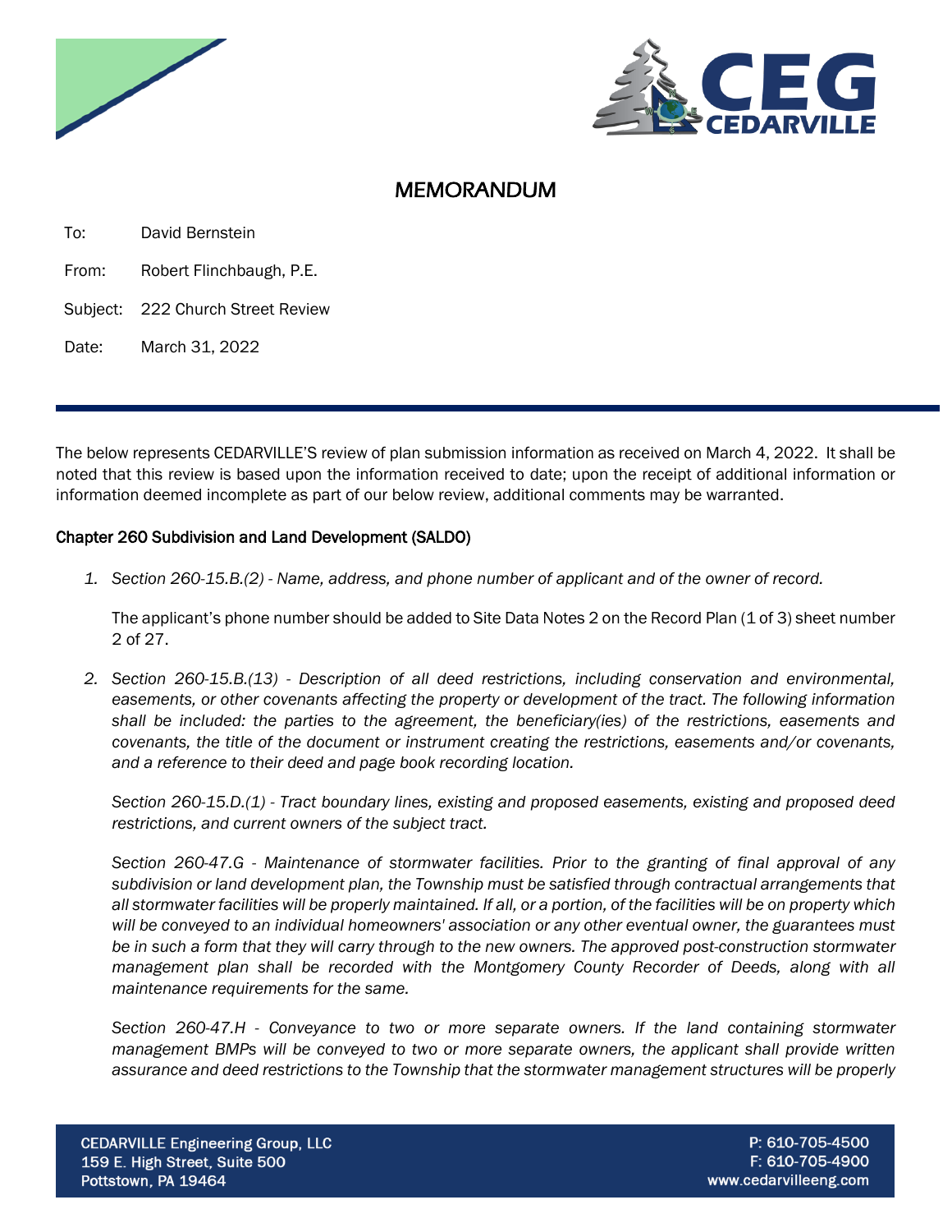# MEMORANDUM

To: David Bernstein

From: Robert Flinchbaugh, P.E.

Subject: 222 Church Street Review

Date: March 31, 2022

The below represents CEDARVILLE'S review of plan submission information as received on March 4, 2022. It shall be noted that this review is based upon the information received to date; upon the receipt of additional information or information deemed incomplete as part of our below review, additional comments may be warranted.

## Chapter 260 Subdivision and Land Development (SALDO)

1. *Section 260-15.B.(2) - Name, address, and phone number of applicant and of the owner of record.*

   The applicant's phone number should be added to Site Data Notes 2 on the Record Plan (1 of 3) sheet number 2 of 27.

2. *Section 260-15.B.(13) - Description of all deed restrictions, including conservation and environmental, easements, or other covenants affecting the property or development of the tract. The following information shall be included: the parties to the agreement, the beneficiary(ies) of the restrictions, easements and covenants, the title of the document or instrument creating the restrictions, easements and/or covenants, and a reference to their deed and page book recording location.*

   *Section 260-15.D.(1) - Tract boundary lines, existing and proposed easements, existing and proposed deed restrictions, and current owners of the subject tract.*

   *Section 260-47.G - Maintenance of stormwater facilities. Prior to the granting of final approval of any subdivision or land development plan, the Township must be satisfied through contractual arrangements that all stormwater facilities will be properly maintained. If all, or a portion, of the facilities will be on property which will be conveyed to an individual homeowners' association or any other eventual owner, the guarantees must be in such a form that they will carry through to the new owners. The approved post-construction stormwater management plan shall be recorded with the Montgomery County Recorder of Deeds, along with all maintenance requirements for the same.*

   *Section 260-47.H - Conveyance to two or more separate owners. If the land containing stormwater management BMPs will be conveyed to two or more separate owners, the applicant shall provide written assurance and deed restrictions to the Township that the stormwater management structures will be properly*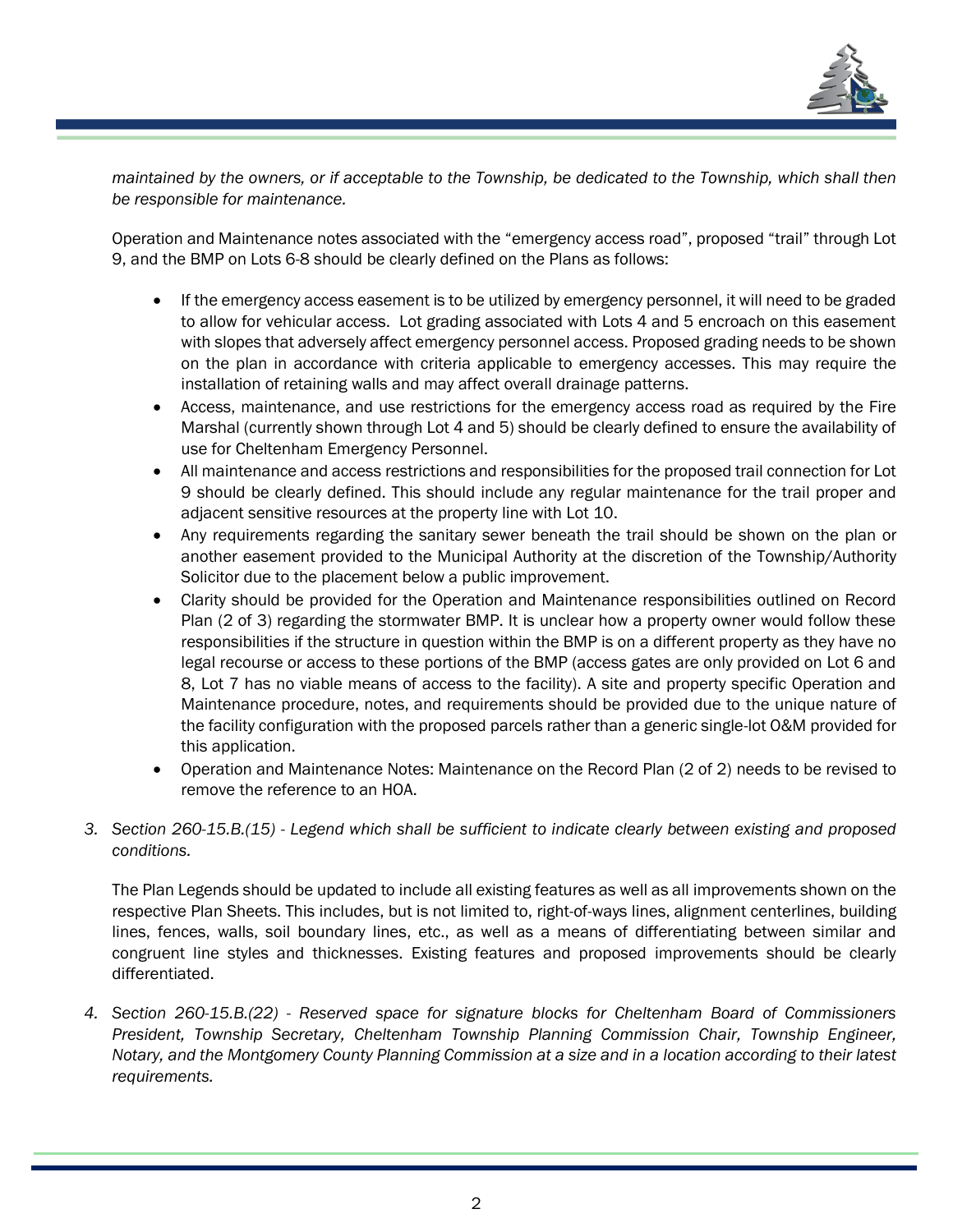*maintained by the owners, or if acceptable to the Township, be dedicated to the Township, which shall then be responsible for maintenance.*

Operation and Maintenance notes associated with the "emergency access road", proposed "trail" through Lot 9, and the BMP on Lots 6-8 should be clearly defined on the Plans as follows:

- If the emergency access easement is to be utilized by emergency personnel, it will need to be graded to allow for vehicular access. Lot grading associated with Lots 4 and 5 encroach on this easement with slopes that adversely affect emergency personnel access. Proposed grading needs to be shown on the plan in accordance with criteria applicable to emergency accesses. This may require the installation of retaining walls and may affect overall drainage patterns.
- Access, maintenance, and use restrictions for the emergency access road as required by the Fire Marshal (currently shown through Lot 4 and 5) should be clearly defined to ensure the availability of use for Cheltenham Emergency Personnel.
- All maintenance and access restrictions and responsibilities for the proposed trail connection for Lot 9 should be clearly defined. This should include any regular maintenance for the trail proper and adjacent sensitive resources at the property line with Lot 10.
- Any requirements regarding the sanitary sewer beneath the trail should be shown on the plan or another easement provided to the Municipal Authority at the discretion of the Township/Authority Solicitor due to the placement below a public improvement.
- Clarity should be provided for the Operation and Maintenance responsibilities outlined on Record Plan (2 of 3) regarding the stormwater BMP. It is unclear how a property owner would follow these responsibilities if the structure in question within the BMP is on a different property as they have no legal recourse or access to these portions of the BMP (access gates are only provided on Lot 6 and 8, Lot 7 has no viable means of access to the facility). A site and property specific Operation and Maintenance procedure, notes, and requirements should be provided due to the unique nature of the facility configuration with the proposed parcels rather than a generic single-lot O&M provided for this application.
- Operation and Maintenance Notes: Maintenance on the Record Plan (2 of 2) needs to be revised to remove the reference to an HOA.

3. *Section 260-15.B.(15) - Legend which shall be sufficient to indicate clearly between existing and proposed conditions.*

   The Plan Legends should be updated to include all existing features as well as all improvements shown on the respective Plan Sheets. This includes, but is not limited to, right-of-ways lines, alignment centerlines, building lines, fences, walls, soil boundary lines, etc., as well as a means of differentiating between similar and congruent line styles and thicknesses. Existing features and proposed improvements should be clearly differentiated.

4. *Section 260-15.B.(22) - Reserved space for signature blocks for Cheltenham Board of Commissioners President, Township Secretary, Cheltenham Township Planning Commission Chair, Township Engineer, Notary, and the Montgomery County Planning Commission at a size and in a location according to their latest requirements.*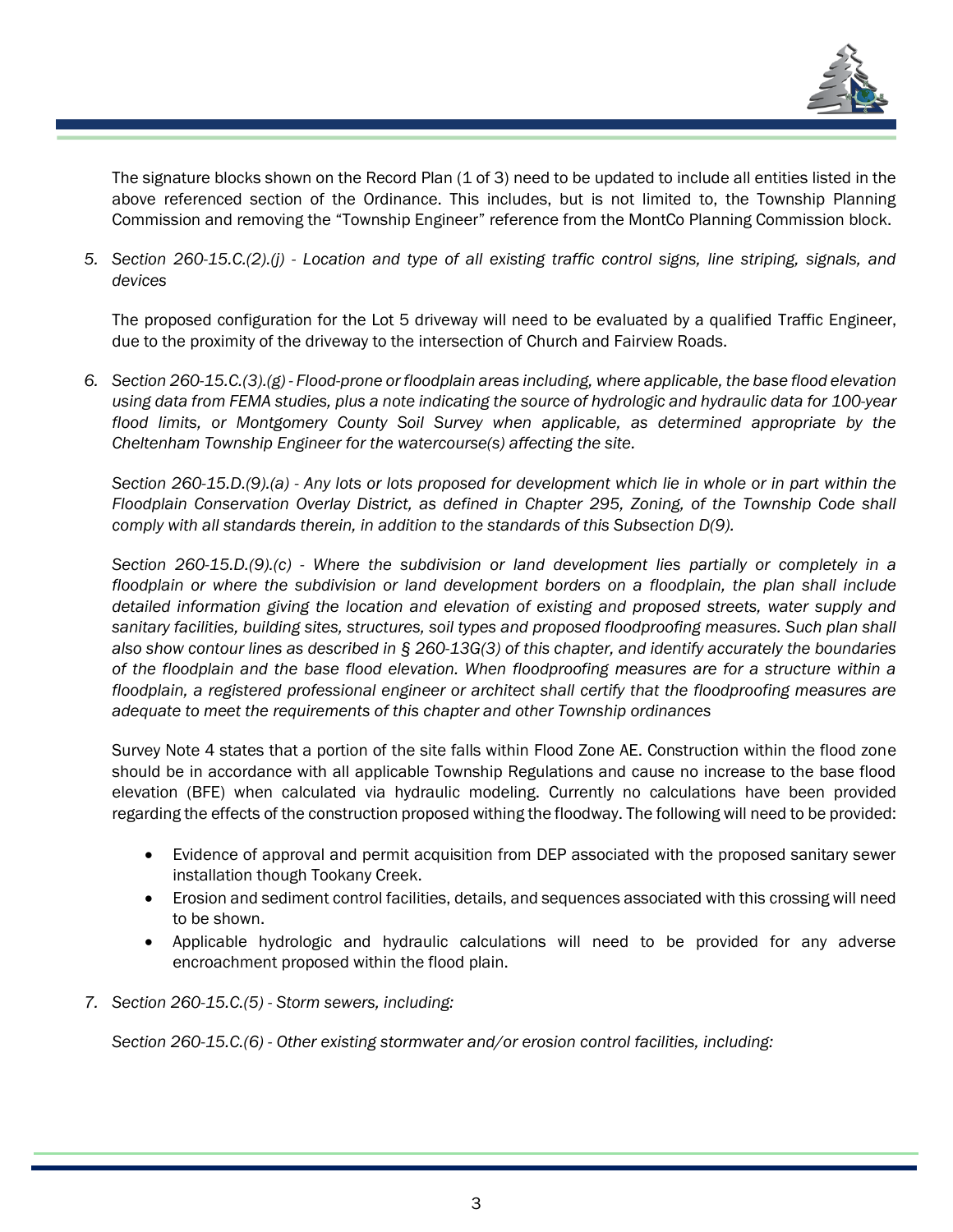The signature blocks shown on the Record Plan (1 of 3) need to be updated to include all entities listed in the above referenced section of the Ordinance. This includes, but is not limited to, the Township Planning Commission and removing the "Township Engineer" reference from the MontCo Planning Commission block.

5. *Section 260-15.C.(2).(j) - Location and type of all existing traffic control signs, line striping, signals, and devices*

   The proposed configuration for the Lot 5 driveway will need to be evaluated by a qualified Traffic Engineer, due to the proximity of the driveway to the intersection of Church and Fairview Roads.

6. *Section 260-15.C.(3).(g) - Flood-prone or floodplain areas including, where applicable, the base flood elevation using data from FEMA studies, plus a note indicating the source of hydrologic and hydraulic data for 100-year flood limits, or Montgomery County Soil Survey when applicable, as determined appropriate by the Cheltenham Township Engineer for the watercourse(s) affecting the site.*

   *Section 260-15.D.(9).(a) - Any lots or lots proposed for development which lie in whole or in part within the Floodplain Conservation Overlay District, as defined in Chapter 295, Zoning, of the Township Code shall comply with all standards therein, in addition to the standards of this Subsection D(9).*

   *Section 260-15.D.(9).(c) - Where the subdivision or land development lies partially or completely in a floodplain or where the subdivision or land development borders on a floodplain, the plan shall include detailed information giving the location and elevation of existing and proposed streets, water supply and sanitary facilities, building sites, structures, soil types and proposed floodproofing measures. Such plan shall also show contour lines as described in § 260-13G(3) of this chapter, and identify accurately the boundaries of the floodplain and the base flood elevation. When floodproofing measures are for a structure within a floodplain, a registered professional engineer or architect shall certify that the floodproofing measures are adequate to meet the requirements of this chapter and other Township ordinances*

   Survey Note 4 states that a portion of the site falls within Flood Zone AE. Construction within the flood zone should be in accordance with all applicable Township Regulations and cause no increase to the base flood elevation (BFE) when calculated via hydraulic modeling. Currently no calculations have been provided regarding the effects of the construction proposed withing the floodway. The following will need to be provided:

   - Evidence of approval and permit acquisition from DEP associated with the proposed sanitary sewer installation though Tookany Creek.
   - Erosion and sediment control facilities, details, and sequences associated with this crossing will need to be shown.
   - Applicable hydrologic and hydraulic calculations will need to be provided for any adverse encroachment proposed within the flood plain.

7. *Section 260-15.C.(5) - Storm sewers, including:*

   *Section 260-15.C.(6) - Other existing stormwater and/or erosion control facilities, including:*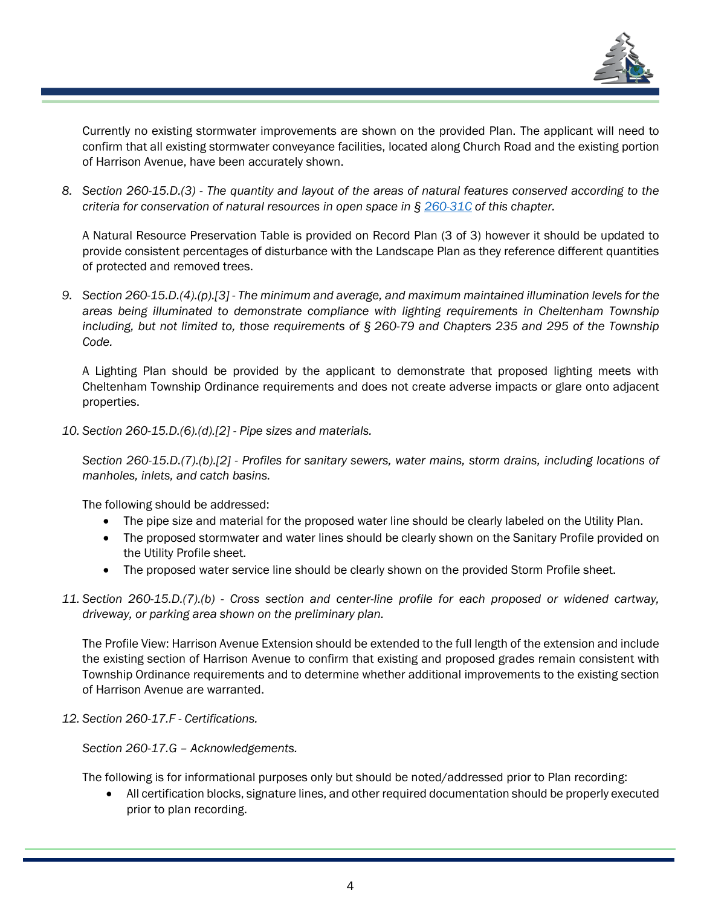Currently no existing stormwater improvements are shown on the provided Plan. The applicant will need to confirm that all existing stormwater conveyance facilities, located along Church Road and the existing portion of Harrison Avenue, have been accurately shown.

8. *Section 260-15.D.(3) - The quantity and layout of the areas of natural features conserved according to the criteria for conservation of natural resources in open space in § 260-31C of this chapter.*

   A Natural Resource Preservation Table is provided on Record Plan (3 of 3) however it should be updated to provide consistent percentages of disturbance with the Landscape Plan as they reference different quantities of protected and removed trees.

9. *Section 260-15.D.(4).(p).[3] - The minimum and average, and maximum maintained illumination levels for the areas being illuminated to demonstrate compliance with lighting requirements in Cheltenham Township including, but not limited to, those requirements of § 260-79 and Chapters 235 and 295 of the Township Code.*

   A Lighting Plan should be provided by the applicant to demonstrate that proposed lighting meets with Cheltenham Township Ordinance requirements and does not create adverse impacts or glare onto adjacent properties.

10. *Section 260-15.D.(6).(d).[2] - Pipe sizes and materials.*

    *Section 260-15.D.(7).(b).[2] - Profiles for sanitary sewers, water mains, storm drains, including locations of manholes, inlets, and catch basins.*

    The following should be addressed:

    - The pipe size and material for the proposed water line should be clearly labeled on the Utility Plan.
    - The proposed stormwater and water lines should be clearly shown on the Sanitary Profile provided on the Utility Profile sheet.
    - The proposed water service line should be clearly shown on the provided Storm Profile sheet.

11. *Section 260-15.D.(7).(b) - Cross section and center-line profile for each proposed or widened cartway, driveway, or parking area shown on the preliminary plan.*

    The Profile View: Harrison Avenue Extension should be extended to the full length of the extension and include the existing section of Harrison Avenue to confirm that existing and proposed grades remain consistent with Township Ordinance requirements and to determine whether additional improvements to the existing section of Harrison Avenue are warranted.

12. *Section 260-17.F - Certifications.*

    *Section 260-17.G – Acknowledgements.*

    The following is for informational purposes only but should be noted/addressed prior to Plan recording:

    - All certification blocks, signature lines, and other required documentation should be properly executed prior to plan recording.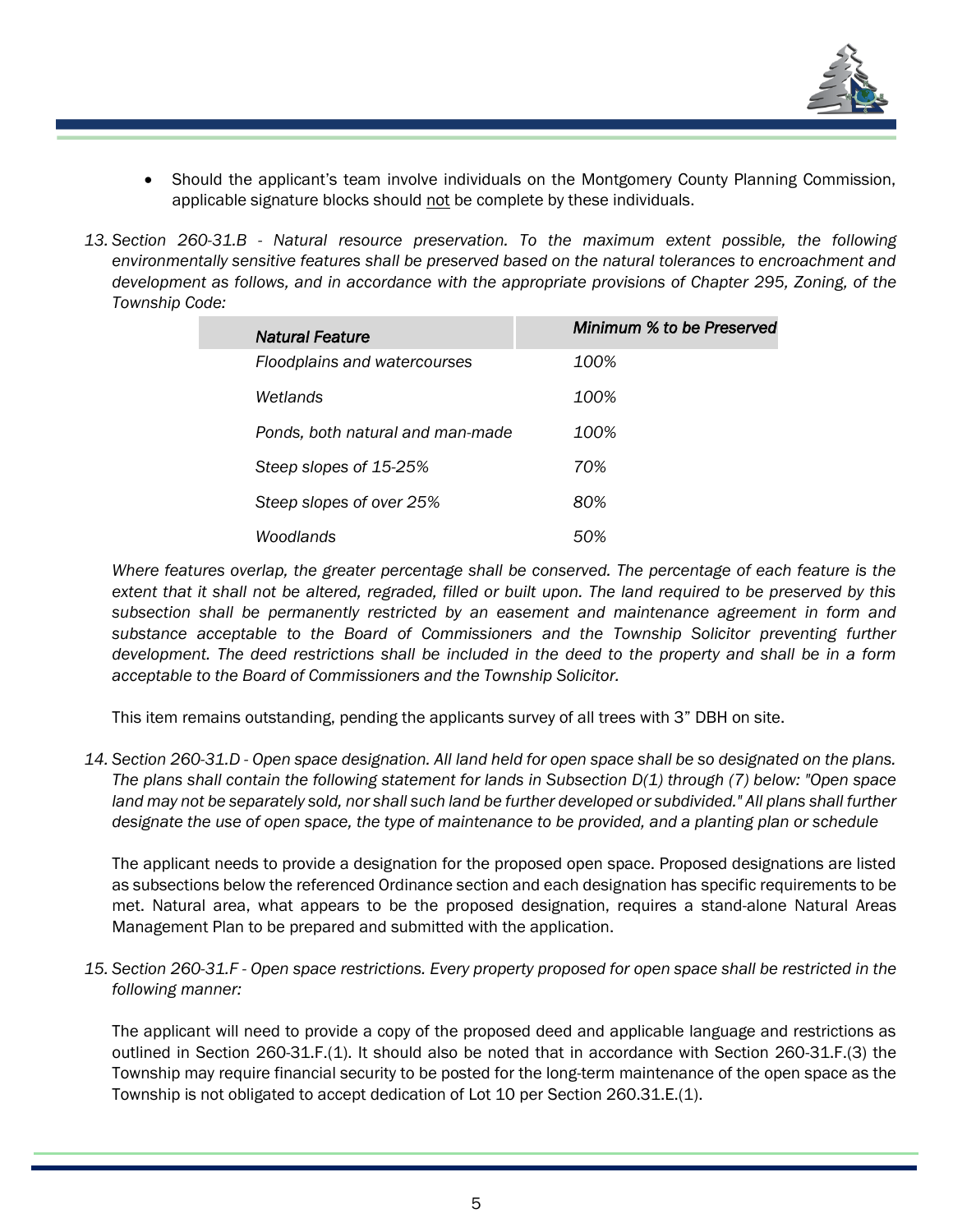- Should the applicant's team involve individuals on the Montgomery County Planning Commission, applicable signature blocks should not be complete by these individuals.

13. *Section 260-31.B - Natural resource preservation. To the maximum extent possible, the following environmentally sensitive features shall be preserved based on the natural tolerances to encroachment and development as follows, and in accordance with the appropriate provisions of Chapter 295, Zoning, of the Township Code:*

| *Natural Feature* | *Minimum % to be Preserved* |
|---|---|
| *Floodplains and watercourses* | *100%* |
| *Wetlands* | *100%* |
| *Ponds, both natural and man-made* | *100%* |
| *Steep slopes of 15-25%* | *70%* |
| *Steep slopes of over 25%* | *80%* |
| *Woodlands* | *50%* |

*Where features overlap, the greater percentage shall be conserved. The percentage of each feature is the extent that it shall not be altered, regraded, filled or built upon. The land required to be preserved by this subsection shall be permanently restricted by an easement and maintenance agreement in form and substance acceptable to the Board of Commissioners and the Township Solicitor preventing further development. The deed restrictions shall be included in the deed to the property and shall be in a form acceptable to the Board of Commissioners and the Township Solicitor.*

This item remains outstanding, pending the applicants survey of all trees with 3" DBH on site.

14. *Section 260-31.D - Open space designation. All land held for open space shall be so designated on the plans. The plans shall contain the following statement for lands in Subsection D(1) through (7) below: "Open space land may not be separately sold, nor shall such land be further developed or subdivided." All plans shall further designate the use of open space, the type of maintenance to be provided, and a planting plan or schedule*

The applicant needs to provide a designation for the proposed open space. Proposed designations are listed as subsections below the referenced Ordinance section and each designation has specific requirements to be met. Natural area, what appears to be the proposed designation, requires a stand-alone Natural Areas Management Plan to be prepared and submitted with the application.

15. *Section 260-31.F - Open space restrictions. Every property proposed for open space shall be restricted in the following manner:*

The applicant will need to provide a copy of the proposed deed and applicable language and restrictions as outlined in Section 260-31.F.(1). It should also be noted that in accordance with Section 260-31.F.(3) the Township may require financial security to be posted for the long-term maintenance of the open space as the Township is not obligated to accept dedication of Lot 10 per Section 260.31.E.(1).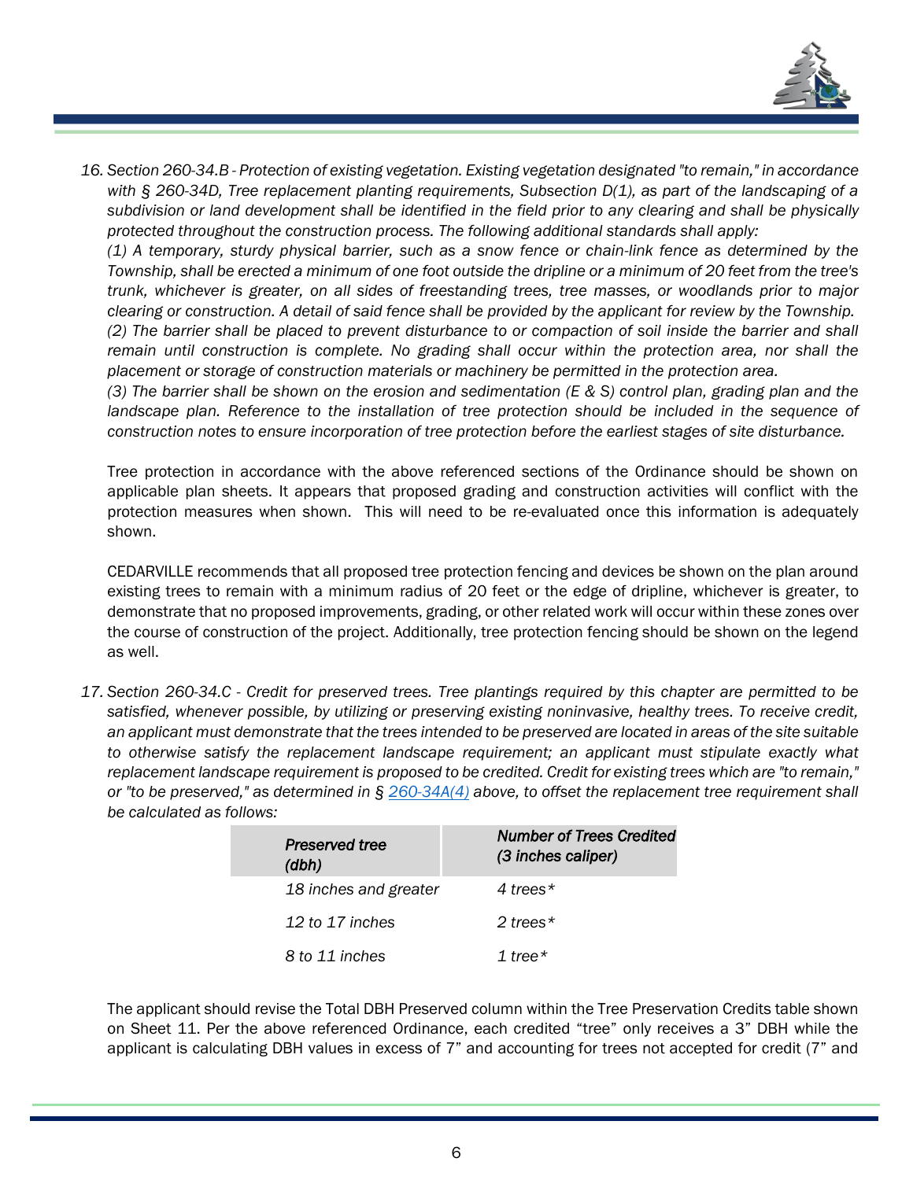16. *Section 260-34.B - Protection of existing vegetation. Existing vegetation designated "to remain," in accordance with § 260-34D, Tree replacement planting requirements, Subsection D(1), as part of the landscaping of a subdivision or land development shall be identified in the field prior to any clearing and shall be physically protected throughout the construction process. The following additional standards shall apply:*
   *(1) A temporary, sturdy physical barrier, such as a snow fence or chain-link fence as determined by the Township, shall be erected a minimum of one foot outside the dripline or a minimum of 20 feet from the tree's trunk, whichever is greater, on all sides of freestanding trees, tree masses, or woodlands prior to major clearing or construction. A detail of said fence shall be provided by the applicant for review by the Township.*
   *(2) The barrier shall be placed to prevent disturbance to or compaction of soil inside the barrier and shall remain until construction is complete. No grading shall occur within the protection area, nor shall the placement or storage of construction materials or machinery be permitted in the protection area.*
   *(3) The barrier shall be shown on the erosion and sedimentation (E & S) control plan, grading plan and the landscape plan. Reference to the installation of tree protection should be included in the sequence of construction notes to ensure incorporation of tree protection before the earliest stages of site disturbance.*

   Tree protection in accordance with the above referenced sections of the Ordinance should be shown on applicable plan sheets. It appears that proposed grading and construction activities will conflict with the protection measures when shown. This will need to be re-evaluated once this information is adequately shown.

   CEDARVILLE recommends that all proposed tree protection fencing and devices be shown on the plan around existing trees to remain with a minimum radius of 20 feet or the edge of dripline, whichever is greater, to demonstrate that no proposed improvements, grading, or other related work will occur within these zones over the course of construction of the project. Additionally, tree protection fencing should be shown on the legend as well.

17. *Section 260-34.C - Credit for preserved trees. Tree plantings required by this chapter are permitted to be satisfied, whenever possible, by utilizing or preserving existing noninvasive, healthy trees. To receive credit, an applicant must demonstrate that the trees intended to be preserved are located in areas of the site suitable to otherwise satisfy the replacement landscape requirement; an applicant must stipulate exactly what replacement landscape requirement is proposed to be credited. Credit for existing trees which are "to remain," or "to be preserved," as determined in § 260-34A(4) above, to offset the replacement tree requirement shall be calculated as follows:*

   | *Preserved tree (dbh)* | *Number of Trees Credited (3 inches caliper)* |
   | --- | --- |
   | *18 inches and greater* | *4 trees** |
   | *12 to 17 inches* | *2 trees** |
   | *8 to 11 inches* | *1 tree** |

   The applicant should revise the Total DBH Preserved column within the Tree Preservation Credits table shown on Sheet 11. Per the above referenced Ordinance, each credited "tree" only receives a 3" DBH while the applicant is calculating DBH values in excess of 7" and accounting for trees not accepted for credit (7" and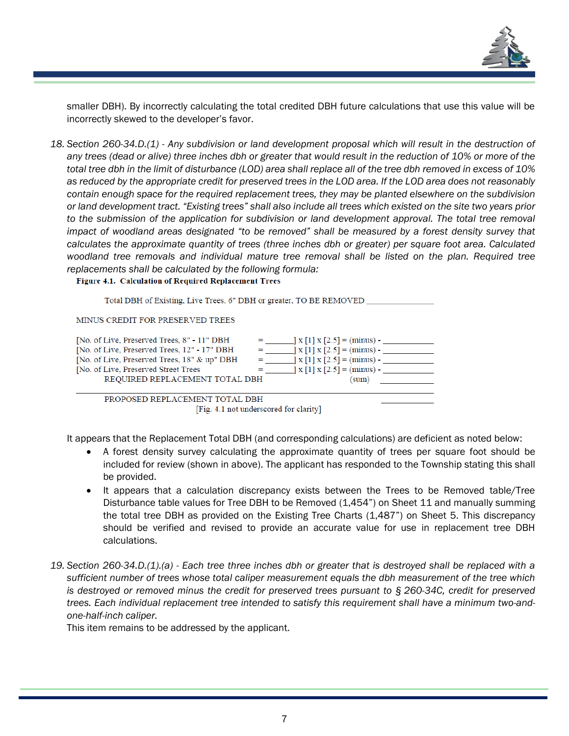smaller DBH). By incorrectly calculating the total credited DBH future calculations that use this value will be incorrectly skewed to the developer's favor.

18. *Section 260-34.D.(1) - Any subdivision or land development proposal which will result in the destruction of any trees (dead or alive) three inches dbh or greater that would result in the reduction of 10% or more of the total tree dbh in the limit of disturbance (LOD) area shall replace all of the tree dbh removed in excess of 10% as reduced by the appropriate credit for preserved trees in the LOD area. If the LOD area does not reasonably contain enough space for the required replacement trees, they may be planted elsewhere on the subdivision or land development tract. "Existing trees" shall also include all trees which existed on the site two years prior to the submission of the application for subdivision or land development approval. The total tree removal impact of woodland areas designated "to be removed" shall be measured by a forest density survey that calculates the approximate quantity of trees (three inches dbh or greater) per square foot area. Calculated woodland tree removals and individual mature tree removal shall be listed on the plan. Required tree replacements shall be calculated by the following formula:*

**Figure 4.1. Calculation of Required Replacement Trees**

Total DBH of Existing, Live Trees, 6" DBH or greater, TO BE REMOVED ______________

MINUS CREDIT FOR PRESERVED TREES

| | | | |
|---|---|---|---|
| [No. of Live, Preserved Trees, 8" - 11" DBH | = ______] x [1] x [2.5] = (minus) - | | ____________ |
| [No. of Live, Preserved Trees, 12" - 17" DBH | = ______] x [1] x [2.5] = (minus) - | | ____________ |
| [No. of Live, Preserved Trees, 18" & up" DBH | = ______] x [1] x [2.5] = (minus) - | | ____________ |
| [No. of Live, Preserved Street Trees | = ______] x [1] x [2.5] = (minus) - | | ____________ |
| REQUIRED REPLACEMENT TOTAL DBH | | (sum) | ____________ |
| PROPOSED REPLACEMENT TOTAL DBH | | | ____________ |

[Fig. 4.1 not underscored for clarity]

It appears that the Replacement Total DBH (and corresponding calculations) are deficient as noted below:

- A forest density survey calculating the approximate quantity of trees per square foot should be included for review (shown in above). The applicant has responded to the Township stating this shall be provided.
- It appears that a calculation discrepancy exists between the Trees to be Removed table/Tree Disturbance table values for Tree DBH to be Removed (1,454") on Sheet 11 and manually summing the total tree DBH as provided on the Existing Tree Charts (1,487") on Sheet 5. This discrepancy should be verified and revised to provide an accurate value for use in replacement tree DBH calculations.

19. *Section 260-34.D.(1).(a) - Each tree three inches dbh or greater that is destroyed shall be replaced with a sufficient number of trees whose total caliper measurement equals the dbh measurement of the tree which is destroyed or removed minus the credit for preserved trees pursuant to § 260-34C, credit for preserved trees. Each individual replacement tree intended to satisfy this requirement shall have a minimum two-and-one-half-inch caliper.*

This item remains to be addressed by the applicant.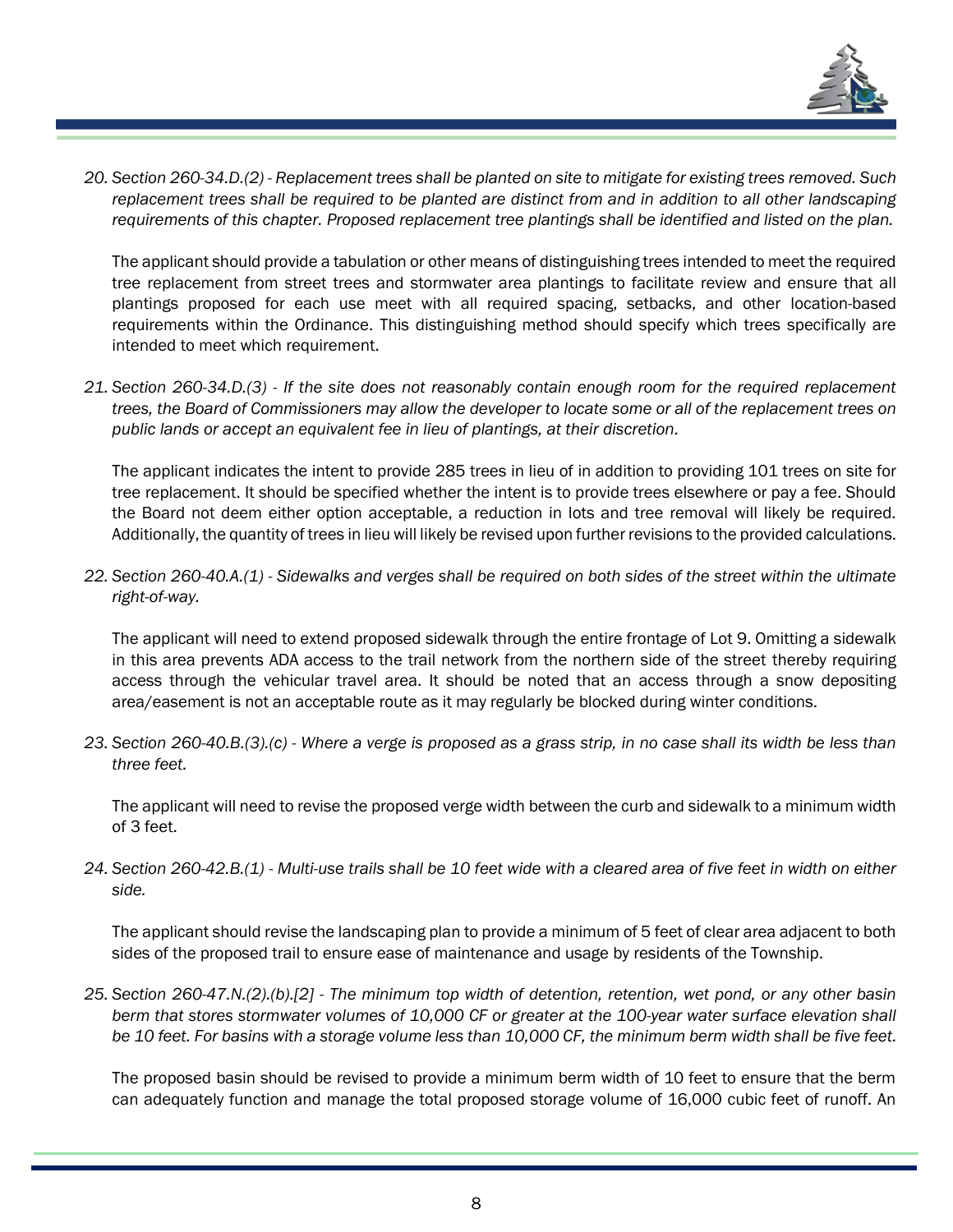20. *Section 260-34.D.(2) - Replacement trees shall be planted on site to mitigate for existing trees removed. Such replacement trees shall be required to be planted are distinct from and in addition to all other landscaping requirements of this chapter. Proposed replacement tree plantings shall be identified and listed on the plan.*

    The applicant should provide a tabulation or other means of distinguishing trees intended to meet the required tree replacement from street trees and stormwater area plantings to facilitate review and ensure that all plantings proposed for each use meet with all required spacing, setbacks, and other location-based requirements within the Ordinance. This distinguishing method should specify which trees specifically are intended to meet which requirement.

21. *Section 260-34.D.(3) - If the site does not reasonably contain enough room for the required replacement trees, the Board of Commissioners may allow the developer to locate some or all of the replacement trees on public lands or accept an equivalent fee in lieu of plantings, at their discretion.*

    The applicant indicates the intent to provide 285 trees in lieu of in addition to providing 101 trees on site for tree replacement. It should be specified whether the intent is to provide trees elsewhere or pay a fee. Should the Board not deem either option acceptable, a reduction in lots and tree removal will likely be required. Additionally, the quantity of trees in lieu will likely be revised upon further revisions to the provided calculations.

22. *Section 260-40.A.(1) - Sidewalks and verges shall be required on both sides of the street within the ultimate right-of-way.*

    The applicant will need to extend proposed sidewalk through the entire frontage of Lot 9. Omitting a sidewalk in this area prevents ADA access to the trail network from the northern side of the street thereby requiring access through the vehicular travel area. It should be noted that an access through a snow depositing area/easement is not an acceptable route as it may regularly be blocked during winter conditions.

23. *Section 260-40.B.(3).(c) - Where a verge is proposed as a grass strip, in no case shall its width be less than three feet.*

    The applicant will need to revise the proposed verge width between the curb and sidewalk to a minimum width of 3 feet.

24. *Section 260-42.B.(1) - Multi-use trails shall be 10 feet wide with a cleared area of five feet in width on either side.*

    The applicant should revise the landscaping plan to provide a minimum of 5 feet of clear area adjacent to both sides of the proposed trail to ensure ease of maintenance and usage by residents of the Township.

25. *Section 260-47.N.(2).(b).[2] - The minimum top width of detention, retention, wet pond, or any other basin berm that stores stormwater volumes of 10,000 CF or greater at the 100-year water surface elevation shall be 10 feet. For basins with a storage volume less than 10,000 CF, the minimum berm width shall be five feet.*

    The proposed basin should be revised to provide a minimum berm width of 10 feet to ensure that the berm can adequately function and manage the total proposed storage volume of 16,000 cubic feet of runoff. An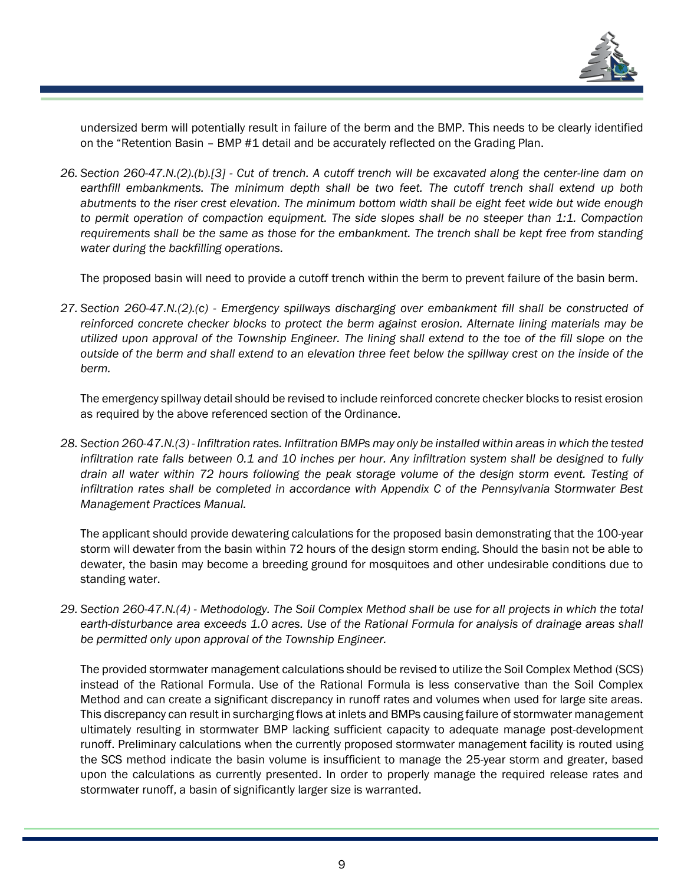undersized berm will potentially result in failure of the berm and the BMP. This needs to be clearly identified on the "Retention Basin – BMP #1 detail and be accurately reflected on the Grading Plan.

26. *Section 260-47.N.(2).(b).[3] - Cut of trench. A cutoff trench will be excavated along the center-line dam on earthfill embankments. The minimum depth shall be two feet. The cutoff trench shall extend up both abutments to the riser crest elevation. The minimum bottom width shall be eight feet wide but wide enough to permit operation of compaction equipment. The side slopes shall be no steeper than 1:1. Compaction requirements shall be the same as those for the embankment. The trench shall be kept free from standing water during the backfilling operations.*

    The proposed basin will need to provide a cutoff trench within the berm to prevent failure of the basin berm.

27. *Section 260-47.N.(2).(c) - Emergency spillways discharging over embankment fill shall be constructed of reinforced concrete checker blocks to protect the berm against erosion. Alternate lining materials may be utilized upon approval of the Township Engineer. The lining shall extend to the toe of the fill slope on the outside of the berm and shall extend to an elevation three feet below the spillway crest on the inside of the berm.*

    The emergency spillway detail should be revised to include reinforced concrete checker blocks to resist erosion as required by the above referenced section of the Ordinance.

28. *Section 260-47.N.(3) - Infiltration rates. Infiltration BMPs may only be installed within areas in which the tested infiltration rate falls between 0.1 and 10 inches per hour. Any infiltration system shall be designed to fully drain all water within 72 hours following the peak storage volume of the design storm event. Testing of infiltration rates shall be completed in accordance with Appendix C of the Pennsylvania Stormwater Best Management Practices Manual.*

    The applicant should provide dewatering calculations for the proposed basin demonstrating that the 100-year storm will dewater from the basin within 72 hours of the design storm ending. Should the basin not be able to dewater, the basin may become a breeding ground for mosquitoes and other undesirable conditions due to standing water.

29. *Section 260-47.N.(4) - Methodology. The Soil Complex Method shall be use for all projects in which the total earth-disturbance area exceeds 1.0 acres. Use of the Rational Formula for analysis of drainage areas shall be permitted only upon approval of the Township Engineer.*

    The provided stormwater management calculations should be revised to utilize the Soil Complex Method (SCS) instead of the Rational Formula. Use of the Rational Formula is less conservative than the Soil Complex Method and can create a significant discrepancy in runoff rates and volumes when used for large site areas. This discrepancy can result in surcharging flows at inlets and BMPs causing failure of stormwater management ultimately resulting in stormwater BMP lacking sufficient capacity to adequate manage post-development runoff. Preliminary calculations when the currently proposed stormwater management facility is routed using the SCS method indicate the basin volume is insufficient to manage the 25-year storm and greater, based upon the calculations as currently presented. In order to properly manage the required release rates and stormwater runoff, a basin of significantly larger size is warranted.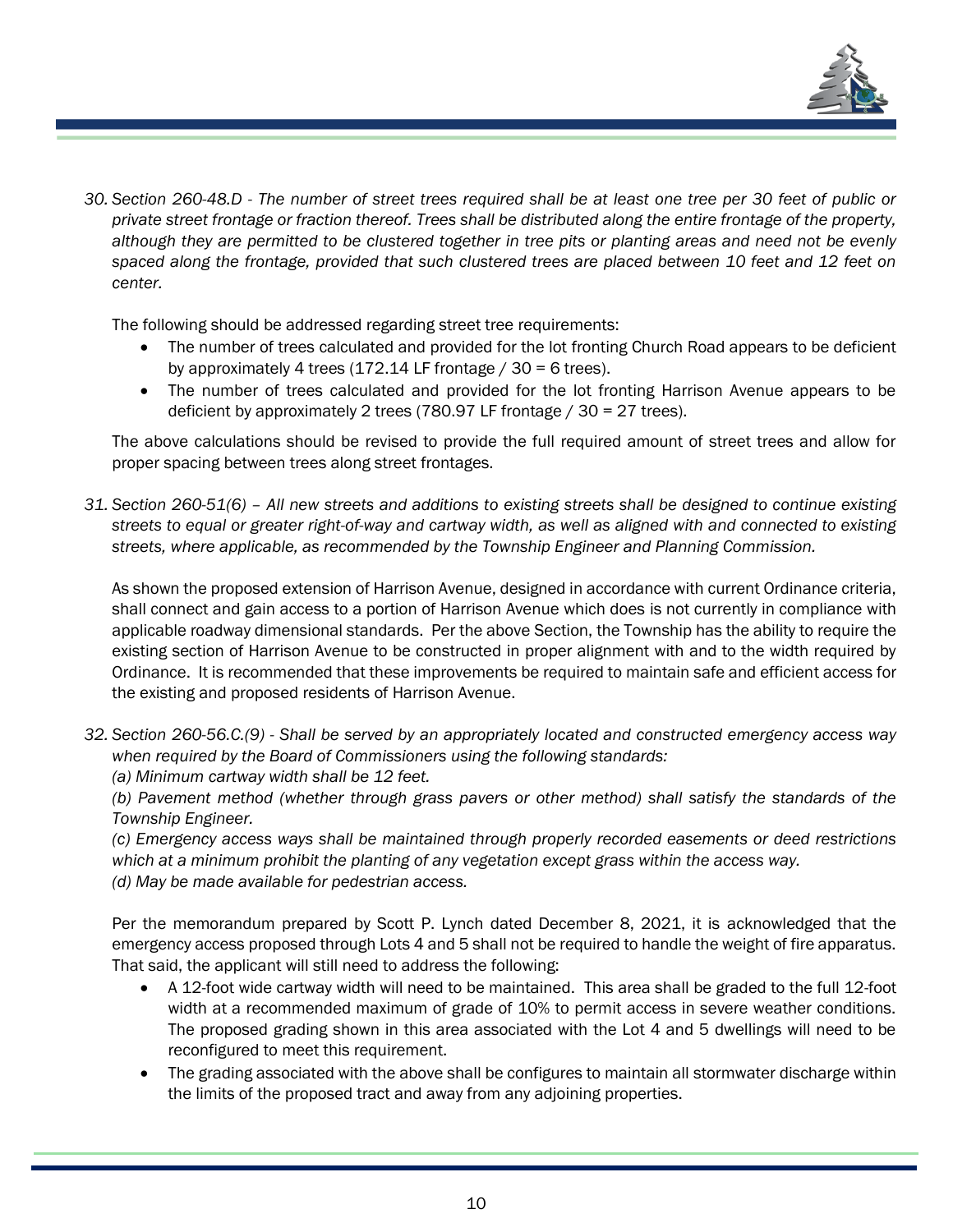30. *Section 260-48.D - The number of street trees required shall be at least one tree per 30 feet of public or private street frontage or fraction thereof. Trees shall be distributed along the entire frontage of the property, although they are permitted to be clustered together in tree pits or planting areas and need not be evenly spaced along the frontage, provided that such clustered trees are placed between 10 feet and 12 feet on center.*

    The following should be addressed regarding street tree requirements:

    - The number of trees calculated and provided for the lot fronting Church Road appears to be deficient by approximately 4 trees (172.14 LF frontage / 30 = 6 trees).
    - The number of trees calculated and provided for the lot fronting Harrison Avenue appears to be deficient by approximately 2 trees (780.97 LF frontage / 30 = 27 trees).

    The above calculations should be revised to provide the full required amount of street trees and allow for proper spacing between trees along street frontages.

31. *Section 260-51(6) – All new streets and additions to existing streets shall be designed to continue existing streets to equal or greater right-of-way and cartway width, as well as aligned with and connected to existing streets, where applicable, as recommended by the Township Engineer and Planning Commission.*

    As shown the proposed extension of Harrison Avenue, designed in accordance with current Ordinance criteria, shall connect and gain access to a portion of Harrison Avenue which does is not currently in compliance with applicable roadway dimensional standards. Per the above Section, the Township has the ability to require the existing section of Harrison Avenue to be constructed in proper alignment with and to the width required by Ordinance. It is recommended that these improvements be required to maintain safe and efficient access for the existing and proposed residents of Harrison Avenue.

32. *Section 260-56.C.(9) - Shall be served by an appropriately located and constructed emergency access way when required by the Board of Commissioners using the following standards:*
    *(a) Minimum cartway width shall be 12 feet.*
    *(b) Pavement method (whether through grass pavers or other method) shall satisfy the standards of the Township Engineer.*
    *(c) Emergency access ways shall be maintained through properly recorded easements or deed restrictions which at a minimum prohibit the planting of any vegetation except grass within the access way.*
    *(d) May be made available for pedestrian access.*

    Per the memorandum prepared by Scott P. Lynch dated December 8, 2021, it is acknowledged that the emergency access proposed through Lots 4 and 5 shall not be required to handle the weight of fire apparatus. That said, the applicant will still need to address the following:

    - A 12-foot wide cartway width will need to be maintained. This area shall be graded to the full 12-foot width at a recommended maximum of grade of 10% to permit access in severe weather conditions. The proposed grading shown in this area associated with the Lot 4 and 5 dwellings will need to be reconfigured to meet this requirement.
    - The grading associated with the above shall be configures to maintain all stormwater discharge within the limits of the proposed tract and away from any adjoining properties.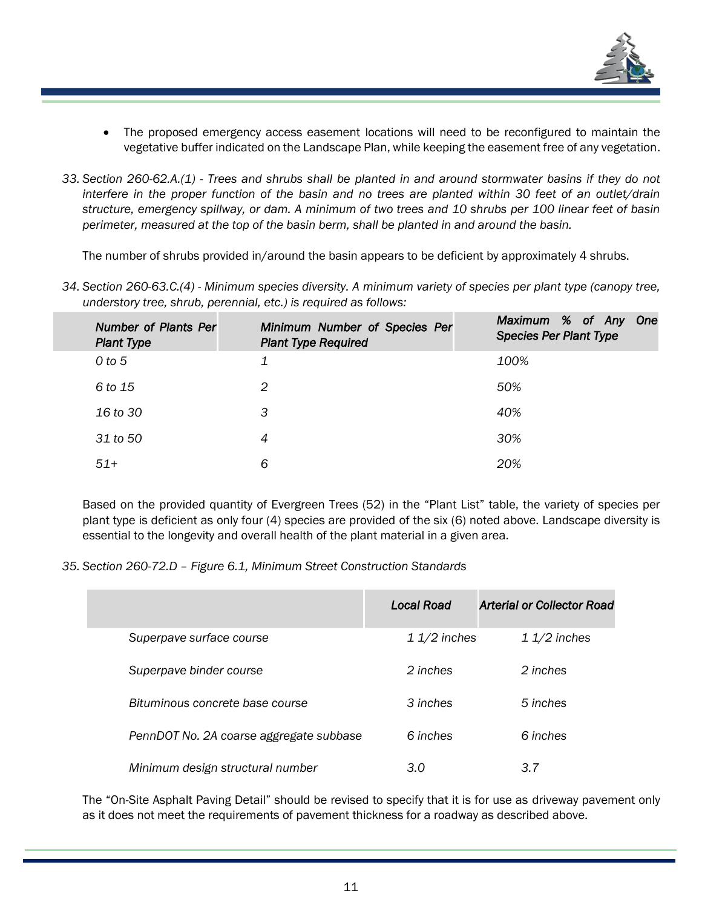- The proposed emergency access easement locations will need to be reconfigured to maintain the vegetative buffer indicated on the Landscape Plan, while keeping the easement free of any vegetation.

33. *Section 260-62.A.(1) - Trees and shrubs shall be planted in and around stormwater basins if they do not interfere in the proper function of the basin and no trees are planted within 30 feet of an outlet/drain structure, emergency spillway, or dam. A minimum of two trees and 10 shrubs per 100 linear feet of basin perimeter, measured at the top of the basin berm, shall be planted in and around the basin.*

    The number of shrubs provided in/around the basin appears to be deficient by approximately 4 shrubs.

34. *Section 260-63.C.(4) - Minimum species diversity. A minimum variety of species per plant type (canopy tree, understory tree, shrub, perennial, etc.) is required as follows:*

| *Number of Plants Per Plant Type* | *Minimum Number of Species Per Plant Type Required* | *Maximum % of Any One Species Per Plant Type* |
|---|---|---|
| *0 to 5* | *1* | *100%* |
| *6 to 15* | *2* | *50%* |
| *16 to 30* | *3* | *40%* |
| *31 to 50* | *4* | *30%* |
| *51+* | *6* | *20%* |

Based on the provided quantity of Evergreen Trees (52) in the "Plant List" table, the variety of species per plant type is deficient as only four (4) species are provided of the six (6) noted above. Landscape diversity is essential to the longevity and overall health of the plant material in a given area.

35. *Section 260-72.D – Figure 6.1, Minimum Street Construction Standards*

| | *Local Road* | *Arterial or Collector Road* |
|---|---|---|
| *Superpave surface course* | *1 1/2 inches* | *1 1/2 inches* |
| *Superpave binder course* | *2 inches* | *2 inches* |
| *Bituminous concrete base course* | *3 inches* | *5 inches* |
| *PennDOT No. 2A coarse aggregate subbase* | *6 inches* | *6 inches* |
| *Minimum design structural number* | *3.0* | *3.7* |

The "On-Site Asphalt Paving Detail" should be revised to specify that it is for use as driveway pavement only as it does not meet the requirements of pavement thickness for a roadway as described above.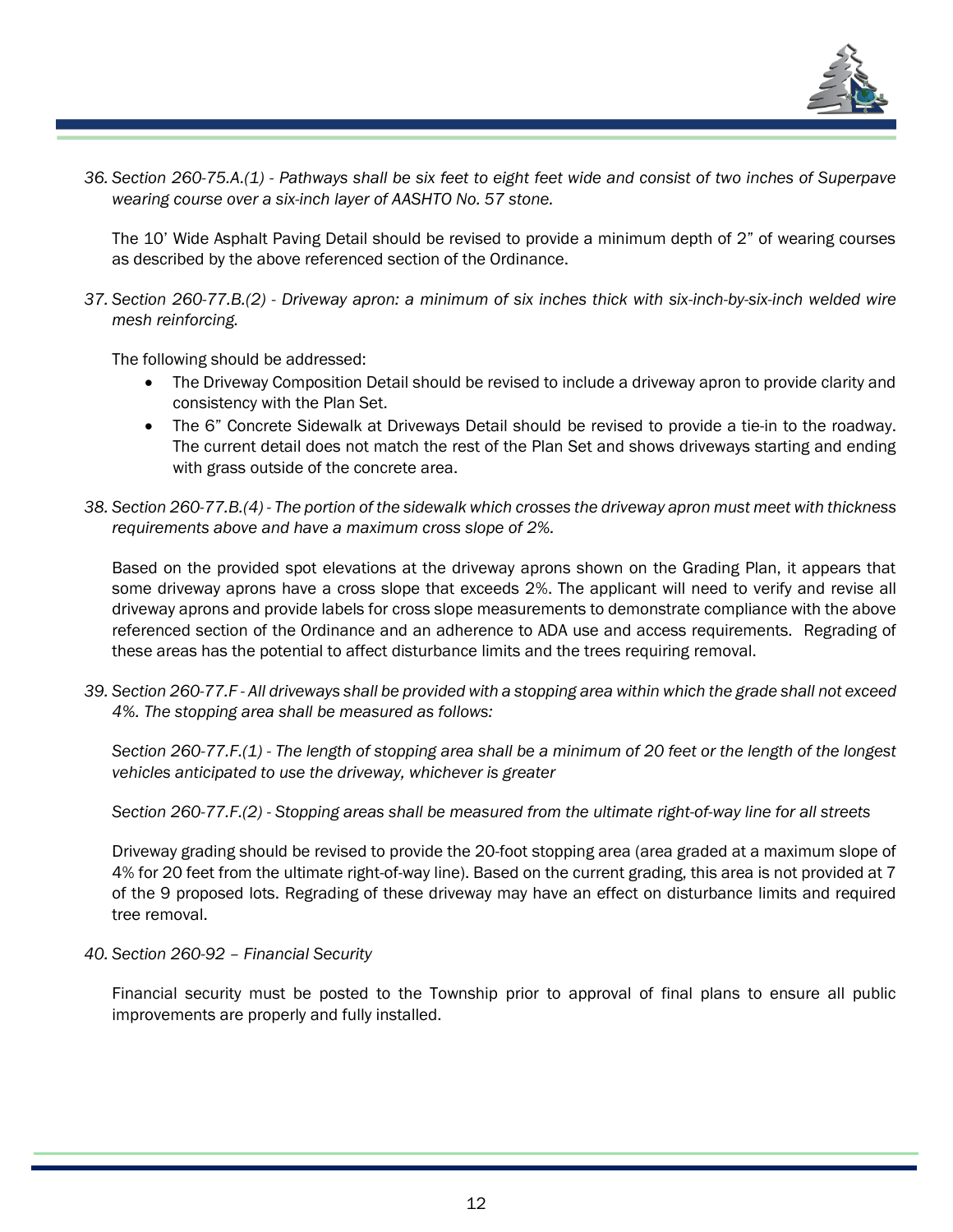36. *Section 260-75.A.(1) - Pathways shall be six feet to eight feet wide and consist of two inches of Superpave wearing course over a six-inch layer of AASHTO No. 57 stone.*

    The 10' Wide Asphalt Paving Detail should be revised to provide a minimum depth of 2" of wearing courses as described by the above referenced section of the Ordinance.

37. *Section 260-77.B.(2) - Driveway apron: a minimum of six inches thick with six-inch-by-six-inch welded wire mesh reinforcing.*

    The following should be addressed:

    - The Driveway Composition Detail should be revised to include a driveway apron to provide clarity and consistency with the Plan Set.
    - The 6" Concrete Sidewalk at Driveways Detail should be revised to provide a tie-in to the roadway. The current detail does not match the rest of the Plan Set and shows driveways starting and ending with grass outside of the concrete area.

38. *Section 260-77.B.(4) - The portion of the sidewalk which crosses the driveway apron must meet with thickness requirements above and have a maximum cross slope of 2%.*

    Based on the provided spot elevations at the driveway aprons shown on the Grading Plan, it appears that some driveway aprons have a cross slope that exceeds 2%. The applicant will need to verify and revise all driveway aprons and provide labels for cross slope measurements to demonstrate compliance with the above referenced section of the Ordinance and an adherence to ADA use and access requirements. Regrading of these areas has the potential to affect disturbance limits and the trees requiring removal.

39. *Section 260-77.F - All driveways shall be provided with a stopping area within which the grade shall not exceed 4%. The stopping area shall be measured as follows:*

    *Section 260-77.F.(1) - The length of stopping area shall be a minimum of 20 feet or the length of the longest vehicles anticipated to use the driveway, whichever is greater*

    *Section 260-77.F.(2) - Stopping areas shall be measured from the ultimate right-of-way line for all streets*

    Driveway grading should be revised to provide the 20-foot stopping area (area graded at a maximum slope of 4% for 20 feet from the ultimate right-of-way line). Based on the current grading, this area is not provided at 7 of the 9 proposed lots. Regrading of these driveway may have an effect on disturbance limits and required tree removal.

40. *Section 260-92 – Financial Security*

    Financial security must be posted to the Township prior to approval of final plans to ensure all public improvements are properly and fully installed.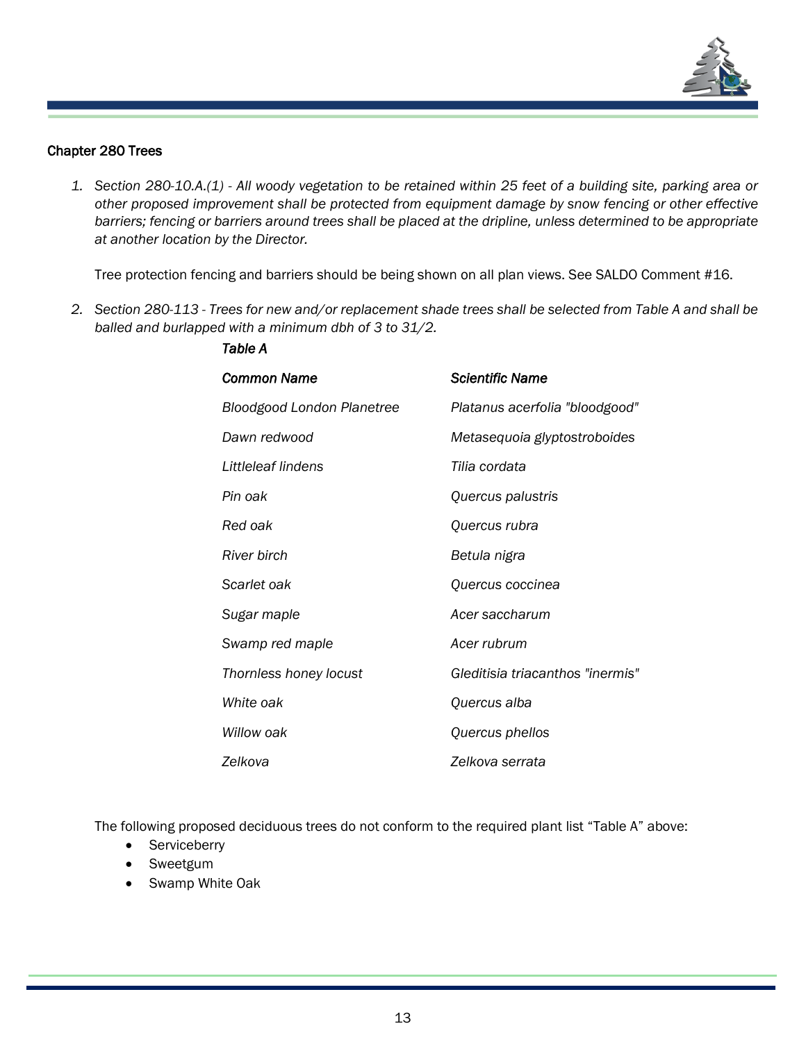### Chapter 280 Trees

1. *Section 280-10.A.(1) - All woody vegetation to be retained within 25 feet of a building site, parking area or other proposed improvement shall be protected from equipment damage by snow fencing or other effective barriers; fencing or barriers around trees shall be placed at the dripline, unless determined to be appropriate at another location by the Director.*

   Tree protection fencing and barriers should be being shown on all plan views. See SALDO Comment #16.

2. *Section 280-113 - Trees for new and/or replacement shade trees shall be selected from Table A and shall be balled and burlapped with a minimum dbh of 3 to 31/2.*

   *Table A*

   | *Common Name* | *Scientific Name* |
   |---|---|
   | *Bloodgood London Planetree* | *Platanus acerfolia "bloodgood"* |
   | *Dawn redwood* | *Metasequoia glyptostroboides* |
   | *Littleleaf lindens* | *Tilia cordata* |
   | *Pin oak* | *Quercus palustris* |
   | *Red oak* | *Quercus rubra* |
   | *River birch* | *Betula nigra* |
   | *Scarlet oak* | *Quercus coccinea* |
   | *Sugar maple* | *Acer saccharum* |
   | *Swamp red maple* | *Acer rubrum* |
   | *Thornless honey locust* | *Gleditisia triacanthos "inermis"* |
   | *White oak* | *Quercus alba* |
   | *Willow oak* | *Quercus phellos* |
   | *Zelkova* | *Zelkova serrata* |

   The following proposed deciduous trees do not conform to the required plant list “Table A” above:

   - Serviceberry
   - Sweetgum
   - Swamp White Oak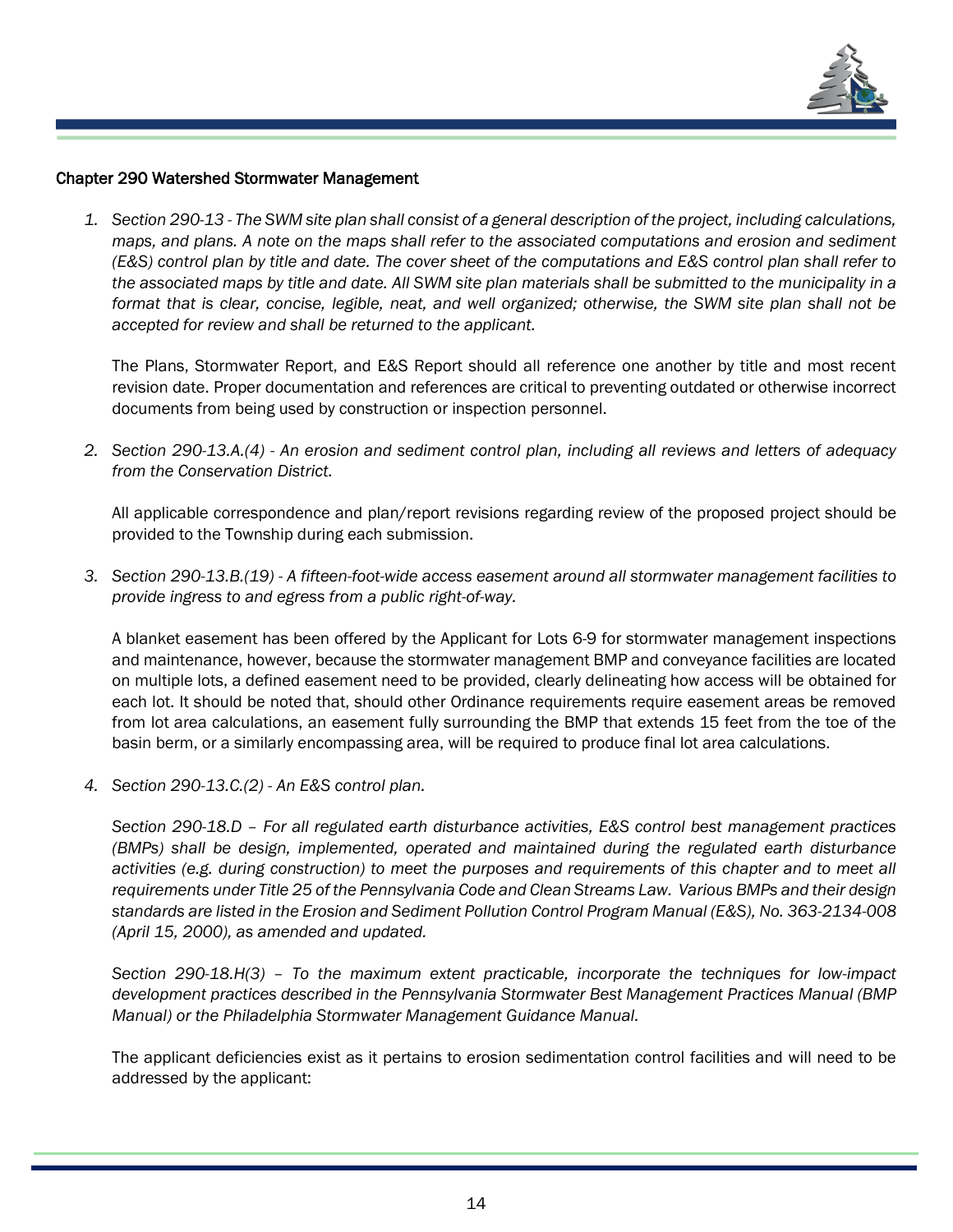Chapter 290 Watershed Stormwater Management

1. *Section 290-13 - The SWM site plan shall consist of a general description of the project, including calculations, maps, and plans. A note on the maps shall refer to the associated computations and erosion and sediment (E&S) control plan by title and date. The cover sheet of the computations and E&S control plan shall refer to the associated maps by title and date. All SWM site plan materials shall be submitted to the municipality in a format that is clear, concise, legible, neat, and well organized; otherwise, the SWM site plan shall not be accepted for review and shall be returned to the applicant.*

   The Plans, Stormwater Report, and E&S Report should all reference one another by title and most recent revision date. Proper documentation and references are critical to preventing outdated or otherwise incorrect documents from being used by construction or inspection personnel.

2. *Section 290-13.A.(4) - An erosion and sediment control plan, including all reviews and letters of adequacy from the Conservation District.*

   All applicable correspondence and plan/report revisions regarding review of the proposed project should be provided to the Township during each submission.

3. *Section 290-13.B.(19) - A fifteen-foot-wide access easement around all stormwater management facilities to provide ingress to and egress from a public right-of-way.*

   A blanket easement has been offered by the Applicant for Lots 6-9 for stormwater management inspections and maintenance, however, because the stormwater management BMP and conveyance facilities are located on multiple lots, a defined easement need to be provided, clearly delineating how access will be obtained for each lot. It should be noted that, should other Ordinance requirements require easement areas be removed from lot area calculations, an easement fully surrounding the BMP that extends 15 feet from the toe of the basin berm, or a similarly encompassing area, will be required to produce final lot area calculations.

4. *Section 290-13.C.(2) - An E&S control plan.*

   *Section 290-18.D – For all regulated earth disturbance activities, E&S control best management practices (BMPs) shall be design, implemented, operated and maintained during the regulated earth disturbance activities (e.g. during construction) to meet the purposes and requirements of this chapter and to meet all requirements under Title 25 of the Pennsylvania Code and Clean Streams Law. Various BMPs and their design standards are listed in the Erosion and Sediment Pollution Control Program Manual (E&S), No. 363-2134-008 (April 15, 2000), as amended and updated.*

   *Section 290-18.H(3) – To the maximum extent practicable, incorporate the techniques for low-impact development practices described in the Pennsylvania Stormwater Best Management Practices Manual (BMP Manual) or the Philadelphia Stormwater Management Guidance Manual.*

   The applicant deficiencies exist as it pertains to erosion sedimentation control facilities and will need to be addressed by the applicant: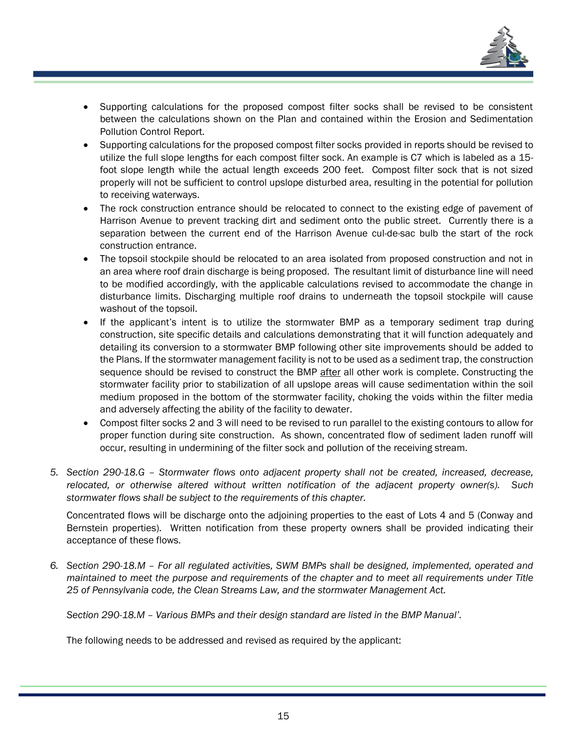- Supporting calculations for the proposed compost filter socks shall be revised to be consistent between the calculations shown on the Plan and contained within the Erosion and Sedimentation Pollution Control Report.
- Supporting calculations for the proposed compost filter socks provided in reports should be revised to utilize the full slope lengths for each compost filter sock. An example is C7 which is labeled as a 15-foot slope length while the actual length exceeds 200 feet. Compost filter sock that is not sized properly will not be sufficient to control upslope disturbed area, resulting in the potential for pollution to receiving waterways.
- The rock construction entrance should be relocated to connect to the existing edge of pavement of Harrison Avenue to prevent tracking dirt and sediment onto the public street. Currently there is a separation between the current end of the Harrison Avenue cul-de-sac bulb the start of the rock construction entrance.
- The topsoil stockpile should be relocated to an area isolated from proposed construction and not in an area where roof drain discharge is being proposed. The resultant limit of disturbance line will need to be modified accordingly, with the applicable calculations revised to accommodate the change in disturbance limits. Discharging multiple roof drains to underneath the topsoil stockpile will cause washout of the topsoil.
- If the applicant's intent is to utilize the stormwater BMP as a temporary sediment trap during construction, site specific details and calculations demonstrating that it will function adequately and detailing its conversion to a stormwater BMP following other site improvements should be added to the Plans. If the stormwater management facility is not to be used as a sediment trap, the construction sequence should be revised to construct the BMP <u>after</u> all other work is complete. Constructing the stormwater facility prior to stabilization of all upslope areas will cause sedimentation within the soil medium proposed in the bottom of the stormwater facility, choking the voids within the filter media and adversely affecting the ability of the facility to dewater.
- Compost filter socks 2 and 3 will need to be revised to run parallel to the existing contours to allow for proper function during site construction. As shown, concentrated flow of sediment laden runoff will occur, resulting in undermining of the filter sock and pollution of the receiving stream.

5. *Section 290-18.G – Stormwater flows onto adjacent property shall not be created, increased, decrease, relocated, or otherwise altered without written notification of the adjacent property owner(s). Such stormwater flows shall be subject to the requirements of this chapter.*

   Concentrated flows will be discharge onto the adjoining properties to the east of Lots 4 and 5 (Conway and Bernstein properties). Written notification from these property owners shall be provided indicating their acceptance of these flows.

6. *Section 290-18.M – For all regulated activities, SWM BMPs shall be designed, implemented, operated and maintained to meet the purpose and requirements of the chapter and to meet all requirements under Title 25 of Pennsylvania code, the Clean Streams Law, and the stormwater Management Act.*

   *Section 290-18.M – Various BMPs and their design standard are listed in the BMP Manual'.*

   The following needs to be addressed and revised as required by the applicant: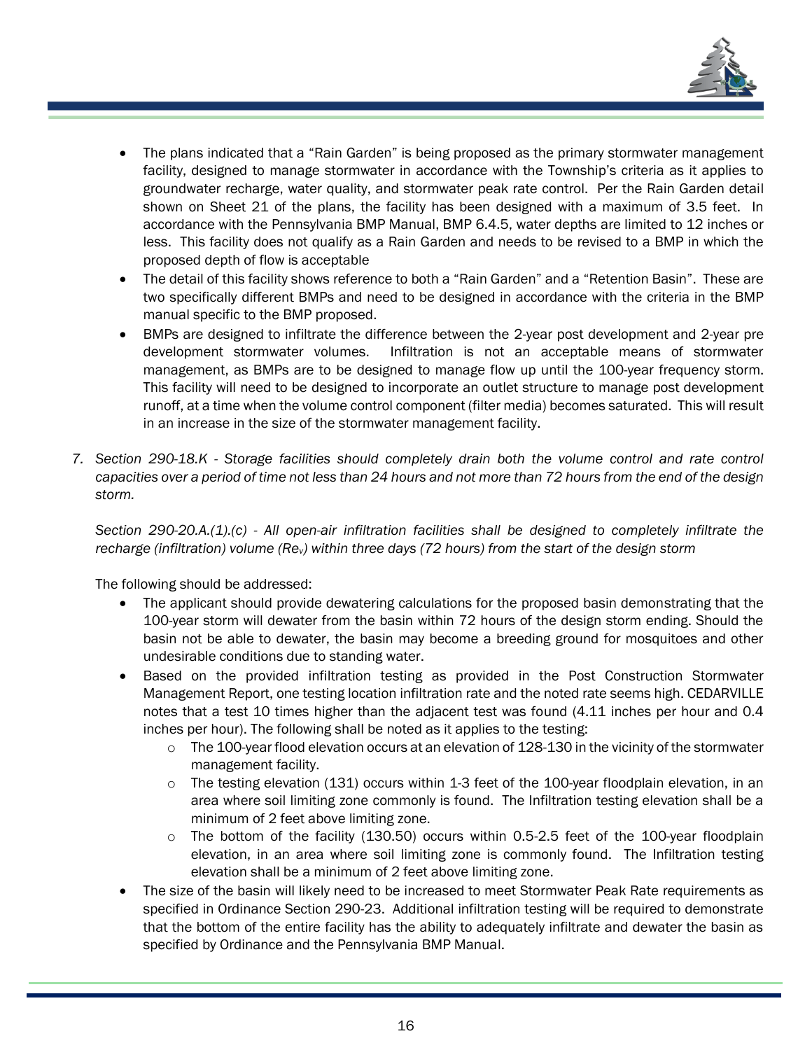- The plans indicated that a "Rain Garden" is being proposed as the primary stormwater management facility, designed to manage stormwater in accordance with the Township's criteria as it applies to groundwater recharge, water quality, and stormwater peak rate control. Per the Rain Garden detail shown on Sheet 21 of the plans, the facility has been designed with a maximum of 3.5 feet. In accordance with the Pennsylvania BMP Manual, BMP 6.4.5, water depths are limited to 12 inches or less. This facility does not qualify as a Rain Garden and needs to be revised to a BMP in which the proposed depth of flow is acceptable
- The detail of this facility shows reference to both a "Rain Garden" and a "Retention Basin". These are two specifically different BMPs and need to be designed in accordance with the criteria in the BMP manual specific to the BMP proposed.
- BMPs are designed to infiltrate the difference between the 2-year post development and 2-year pre development stormwater volumes. Infiltration is not an acceptable means of stormwater management, as BMPs are to be designed to manage flow up until the 100-year frequency storm. This facility will need to be designed to incorporate an outlet structure to manage post development runoff, at a time when the volume control component (filter media) becomes saturated. This will result in an increase in the size of the stormwater management facility.

7. *Section 290-18.K - Storage facilities should completely drain both the volume control and rate control capacities over a period of time not less than 24 hours and not more than 72 hours from the end of the design storm.*

   *Section 290-20.A.(1).(c) - All open-air infiltration facilities shall be designed to completely infiltrate the recharge (infiltration) volume ($Re_v$) within three days (72 hours) from the start of the design storm*

   The following should be addressed:

   - The applicant should provide dewatering calculations for the proposed basin demonstrating that the 100-year storm will dewater from the basin within 72 hours of the design storm ending. Should the basin not be able to dewater, the basin may become a breeding ground for mosquitoes and other undesirable conditions due to standing water.
   - Based on the provided infiltration testing as provided in the Post Construction Stormwater Management Report, one testing location infiltration rate and the noted rate seems high. CEDARVILLE notes that a test 10 times higher than the adjacent test was found (4.11 inches per hour and 0.4 inches per hour). The following shall be noted as it applies to the testing:
     - The 100-year flood elevation occurs at an elevation of 128-130 in the vicinity of the stormwater management facility.
     - The testing elevation (131) occurs within 1-3 feet of the 100-year floodplain elevation, in an area where soil limiting zone commonly is found. The Infiltration testing elevation shall be a minimum of 2 feet above limiting zone.
     - The bottom of the facility (130.50) occurs within 0.5-2.5 feet of the 100-year floodplain elevation, in an area where soil limiting zone is commonly found. The Infiltration testing elevation shall be a minimum of 2 feet above limiting zone.
   - The size of the basin will likely need to be increased to meet Stormwater Peak Rate requirements as specified in Ordinance Section 290-23. Additional infiltration testing will be required to demonstrate that the bottom of the entire facility has the ability to adequately infiltrate and dewater the basin as specified by Ordinance and the Pennsylvania BMP Manual.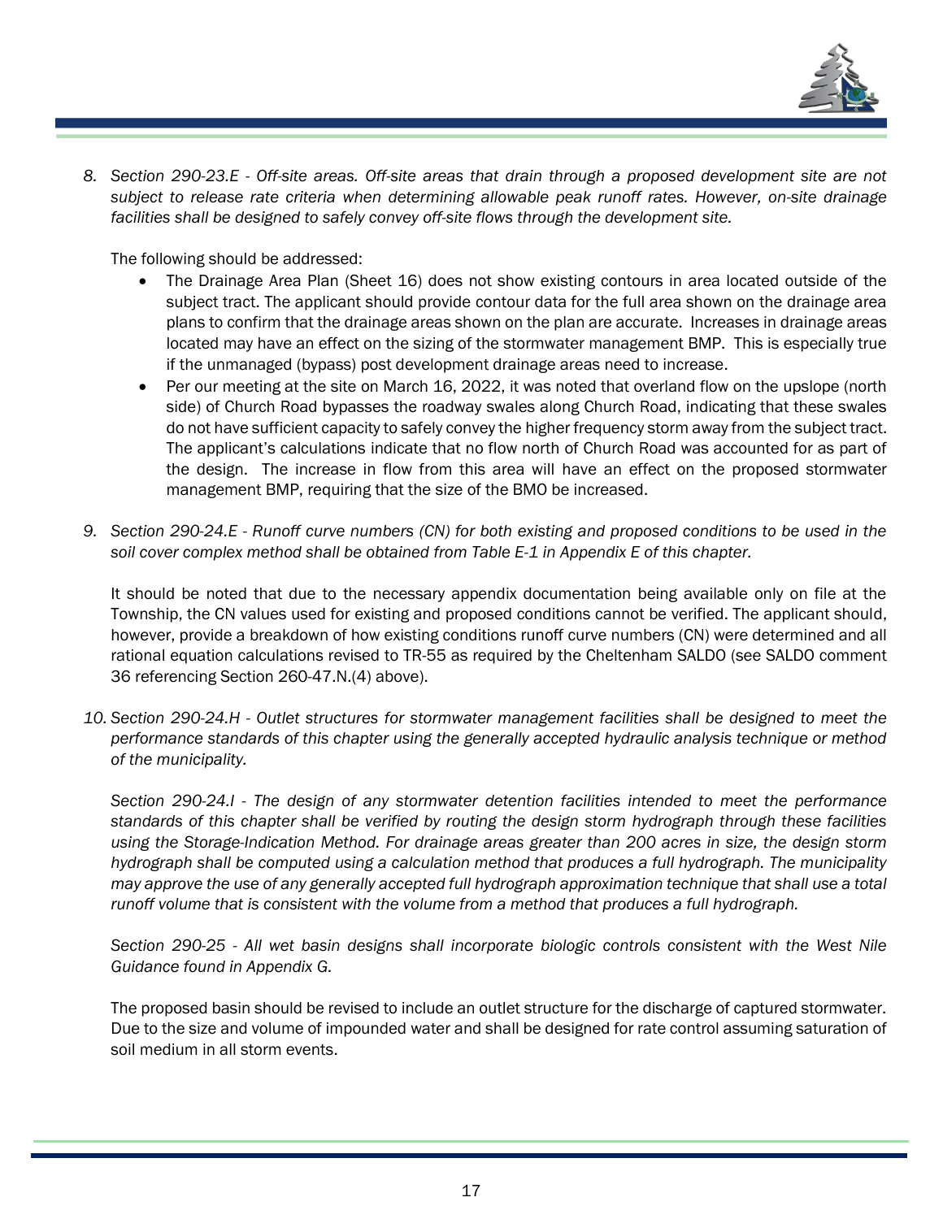8. *Section 290-23.E - Off-site areas. Off-site areas that drain through a proposed development site are not subject to release rate criteria when determining allowable peak runoff rates. However, on-site drainage facilities shall be designed to safely convey off-site flows through the development site.*

   The following should be addressed:

   - The Drainage Area Plan (Sheet 16) does not show existing contours in area located outside of the subject tract. The applicant should provide contour data for the full area shown on the drainage area plans to confirm that the drainage areas shown on the plan are accurate. Increases in drainage areas located may have an effect on the sizing of the stormwater management BMP. This is especially true if the unmanaged (bypass) post development drainage areas need to increase.
   - Per our meeting at the site on March 16, 2022, it was noted that overland flow on the upslope (north side) of Church Road bypasses the roadway swales along Church Road, indicating that these swales do not have sufficient capacity to safely convey the higher frequency storm away from the subject tract. The applicant's calculations indicate that no flow north of Church Road was accounted for as part of the design. The increase in flow from this area will have an effect on the proposed stormwater management BMP, requiring that the size of the BMO be increased.

9. *Section 290-24.E - Runoff curve numbers (CN) for both existing and proposed conditions to be used in the soil cover complex method shall be obtained from Table E-1 in Appendix E of this chapter.*

   It should be noted that due to the necessary appendix documentation being available only on file at the Township, the CN values used for existing and proposed conditions cannot be verified. The applicant should, however, provide a breakdown of how existing conditions runoff curve numbers (CN) were determined and all rational equation calculations revised to TR-55 as required by the Cheltenham SALDO (see SALDO comment 36 referencing Section 260-47.N.(4) above).

10. *Section 290-24.H - Outlet structures for stormwater management facilities shall be designed to meet the performance standards of this chapter using the generally accepted hydraulic analysis technique or method of the municipality.*

    *Section 290-24.I - The design of any stormwater detention facilities intended to meet the performance standards of this chapter shall be verified by routing the design storm hydrograph through these facilities using the Storage-Indication Method. For drainage areas greater than 200 acres in size, the design storm hydrograph shall be computed using a calculation method that produces a full hydrograph. The municipality may approve the use of any generally accepted full hydrograph approximation technique that shall use a total runoff volume that is consistent with the volume from a method that produces a full hydrograph.*

    *Section 290-25 - All wet basin designs shall incorporate biologic controls consistent with the West Nile Guidance found in Appendix G.*

    The proposed basin should be revised to include an outlet structure for the discharge of captured stormwater. Due to the size and volume of impounded water and shall be designed for rate control assuming saturation of soil medium in all storm events.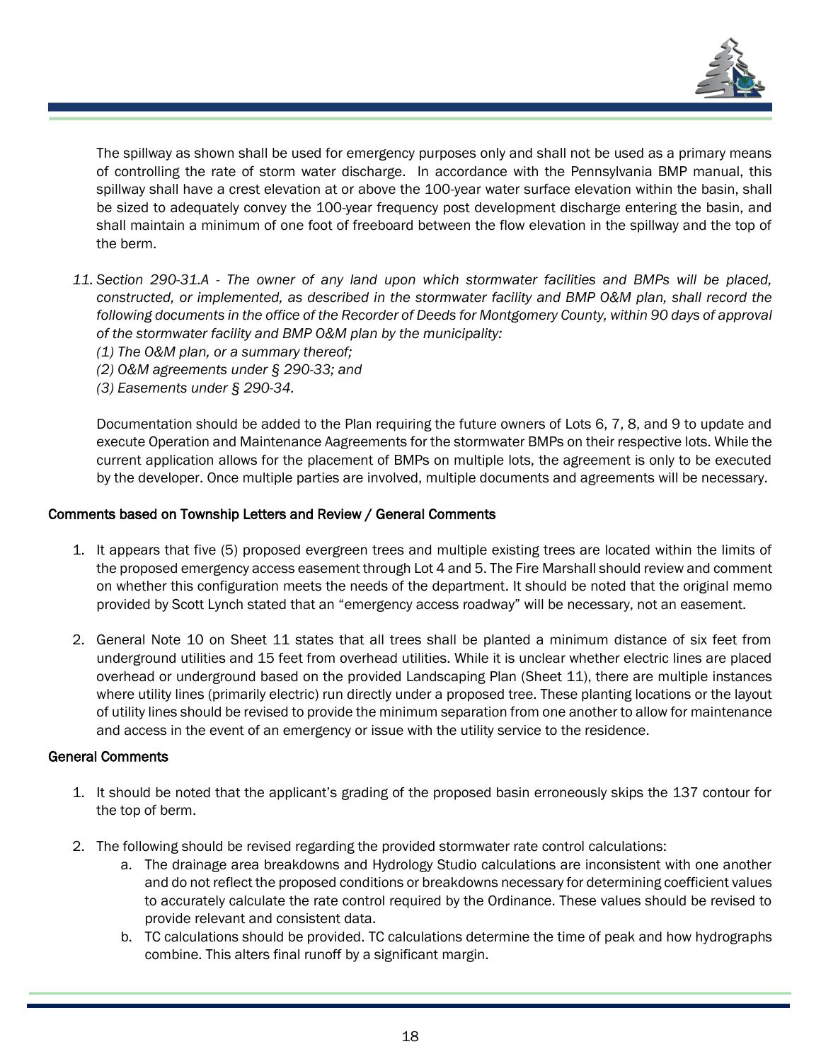The spillway as shown shall be used for emergency purposes only and shall not be used as a primary means of controlling the rate of storm water discharge. In accordance with the Pennsylvania BMP manual, this spillway shall have a crest elevation at or above the 100-year water surface elevation within the basin, shall be sized to adequately convey the 100-year frequency post development discharge entering the basin, and shall maintain a minimum of one foot of freeboard between the flow elevation in the spillway and the top of the berm.

11. *Section 290-31.A - The owner of any land upon which stormwater facilities and BMPs will be placed, constructed, or implemented, as described in the stormwater facility and BMP O&M plan, shall record the following documents in the office of the Recorder of Deeds for Montgomery County, within 90 days of approval of the stormwater facility and BMP O&M plan by the municipality:*
    *(1) The O&M plan, or a summary thereof;*
    *(2) O&M agreements under § 290-33; and*
    *(3) Easements under § 290-34.*

    Documentation should be added to the Plan requiring the future owners of Lots 6, 7, 8, and 9 to update and execute Operation and Maintenance Aagreements for the stormwater BMPs on their respective lots. While the current application allows for the placement of BMPs on multiple lots, the agreement is only to be executed by the developer. Once multiple parties are involved, multiple documents and agreements will be necessary.

## Comments based on Township Letters and Review / General Comments

1. It appears that five (5) proposed evergreen trees and multiple existing trees are located within the limits of the proposed emergency access easement through Lot 4 and 5. The Fire Marshall should review and comment on whether this configuration meets the needs of the department. It should be noted that the original memo provided by Scott Lynch stated that an "emergency access roadway" will be necessary, not an easement.

2. General Note 10 on Sheet 11 states that all trees shall be planted a minimum distance of six feet from underground utilities and 15 feet from overhead utilities. While it is unclear whether electric lines are placed overhead or underground based on the provided Landscaping Plan (Sheet 11), there are multiple instances where utility lines (primarily electric) run directly under a proposed tree. These planting locations or the layout of utility lines should be revised to provide the minimum separation from one another to allow for maintenance and access in the event of an emergency or issue with the utility service to the residence.

## General Comments

1. It should be noted that the applicant's grading of the proposed basin erroneously skips the 137 contour for the top of berm.

2. The following should be revised regarding the provided stormwater rate control calculations:
    a. The drainage area breakdowns and Hydrology Studio calculations are inconsistent with one another and do not reflect the proposed conditions or breakdowns necessary for determining coefficient values to accurately calculate the rate control required by the Ordinance. These values should be revised to provide relevant and consistent data.
    b. TC calculations should be provided. TC calculations determine the time of peak and how hydrographs combine. This alters final runoff by a significant margin.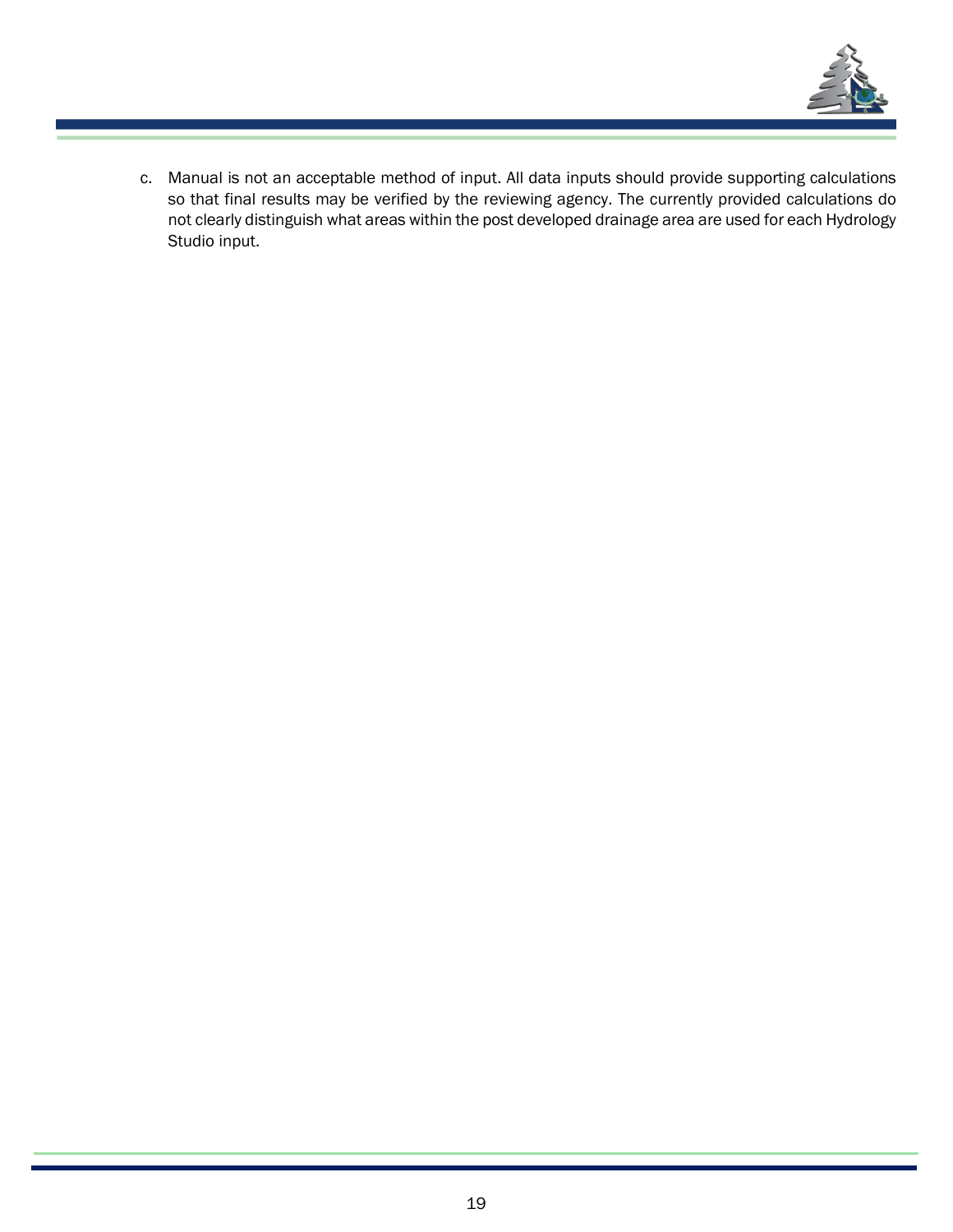c. Manual is not an acceptable method of input. All data inputs should provide supporting calculations so that final results may be verified by the reviewing agency. The currently provided calculations do not clearly distinguish what areas within the post developed drainage area are used for each Hydrology Studio input.